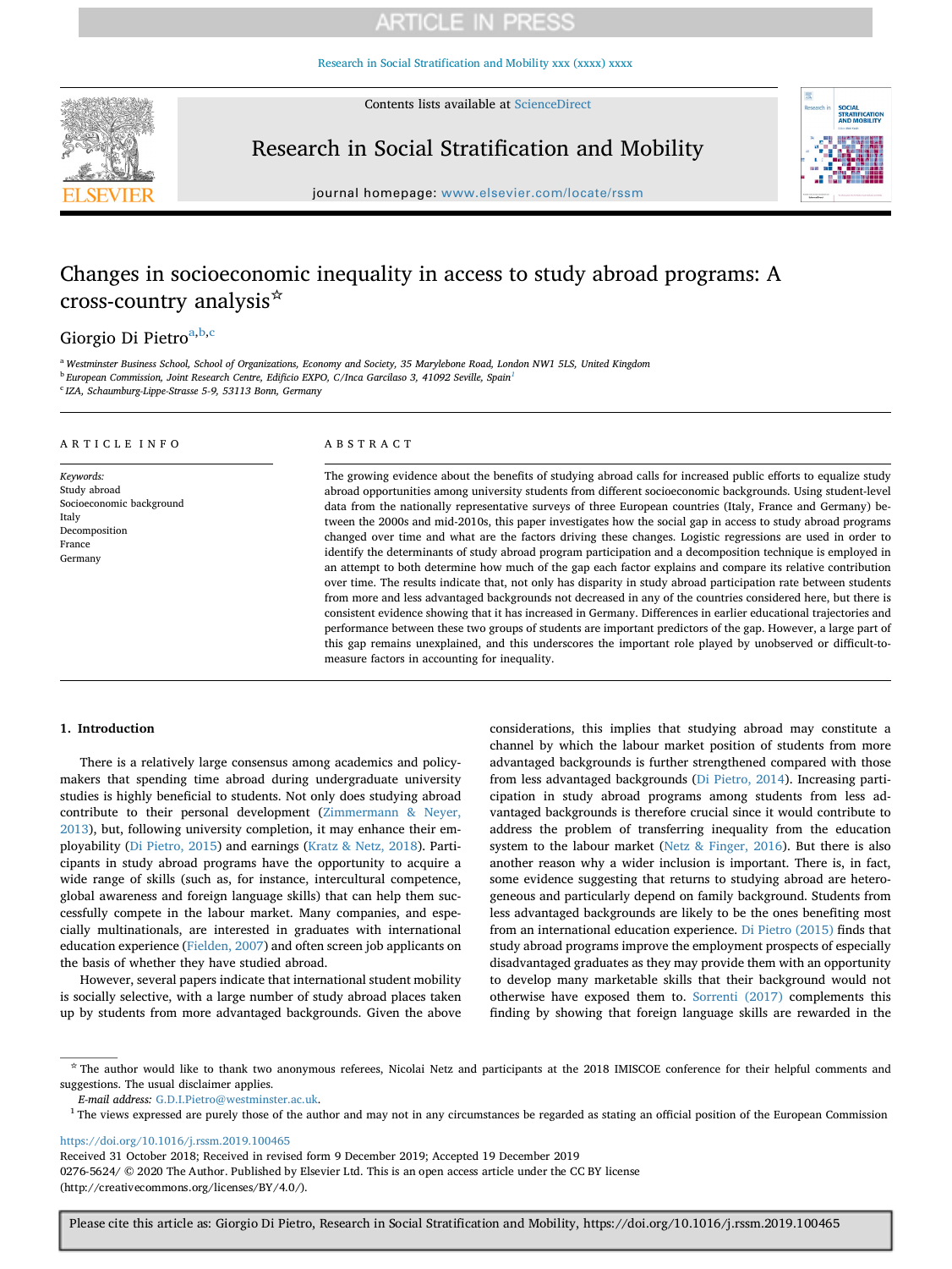# Changes in socioeconomic inequality in access to study abroad programs: A cross-country analysis☆

Giorgio Di Pietro[a,b,c]

[a] Westminster Business School, School of Organizations, Economy and Society, 35 Marylebone Road, London NW1 5LS, United Kingdom
[b] European Commission, Joint Research Centre, Edificio EXPO, C/Inca Garcilaso 3, 41092 Seville, Spain[1]
[c] IZA, Schaumburg-Lippe-Strasse 5-9, 53113 Bonn, Germany

## ARTICLE INFO

*Keywords:*
Study abroad
Socioeconomic background
Italy
Decomposition
France
Germany

## ABSTRACT

The growing evidence about the benefits of studying abroad calls for increased public efforts to equalize study abroad opportunities among university students from different socioeconomic backgrounds. Using student-level data from the nationally representative surveys of three European countries (Italy, France and Germany) between the 2000s and mid-2010s, this paper investigates how the social gap in access to study abroad programs changed over time and what are the factors driving these changes. Logistic regressions are used in order to identify the determinants of study abroad program participation and a decomposition technique is employed in an attempt to both determine how much of the gap each factor explains and compare its relative contribution over time. The results indicate that, not only has disparity in study abroad participation rate between students from more and less advantaged backgrounds not decreased in any of the countries considered here, but there is consistent evidence showing that it has increased in Germany. Differences in earlier educational trajectories and performance between these two groups of students are important predictors of the gap. However, a large part of this gap remains unexplained, and this underscores the important role played by unobserved or difficult-to-measure factors in accounting for inequality.

## 1. Introduction

There is a relatively large consensus among academics and policymakers that spending time abroad during undergraduate university studies is highly beneficial to students. Not only does studying abroad contribute to their personal development (Zimmermann & Neyer, 2013), but, following university completion, it may enhance their employability (Di Pietro, 2015) and earnings (Kratz & Netz, 2018). Participants in study abroad programs have the opportunity to acquire a wide range of skills (such as, for instance, intercultural competence, global awareness and foreign language skills) that can help them successfully compete in the labour market. Many companies, and especially multinationals, are interested in graduates with international education experience (Fielden, 2007) and often screen job applicants on the basis of whether they have studied abroad.

However, several papers indicate that international student mobility is socially selective, with a large number of study abroad places taken up by students from more advantaged backgrounds. Given the above considerations, this implies that studying abroad may constitute a channel by which the labour market position of students from more advantaged backgrounds is further strengthened compared with those from less advantaged backgrounds (Di Pietro, 2014). Increasing participation in study abroad programs among students from less advantaged backgrounds is therefore crucial since it would contribute to address the problem of transferring inequality from the education system to the labour market (Netz & Finger, 2016). But there is also another reason why a wider inclusion is important. There is, in fact, some evidence suggesting that returns to studying abroad are heterogeneous and particularly depend on family background. Students from less advantaged backgrounds are likely to be the ones benefiting most from an international education experience. Di Pietro (2015) finds that study abroad programs improve the employment prospects of especially disadvantaged graduates as they may provide them with an opportunity to develop many marketable skills that their background would not otherwise have exposed them to. Sorrenti (2017) complements this finding by showing that foreign language skills are rewarded in the

---

☆ The author would like to thank two anonymous referees, Nicolai Netz and participants at the 2018 IMISCOE conference for their helpful comments and suggestions. The usual disclaimer applies.

*E-mail address:* G.D.I.Pietro@westminster.ac.uk.

[1] The views expressed are purely those of the author and may not in any circumstances be regarded as stating an official position of the European Commission

https://doi.org/10.1016/j.rssm.2019.100465
Received 31 October 2018; Received in revised form 9 December 2019; Accepted 19 December 2019
0276-5624/ © 2020 The Author. Published by Elsevier Ltd. This is an open access article under the CC BY license (http://creativecommons.org/licenses/BY/4.0/).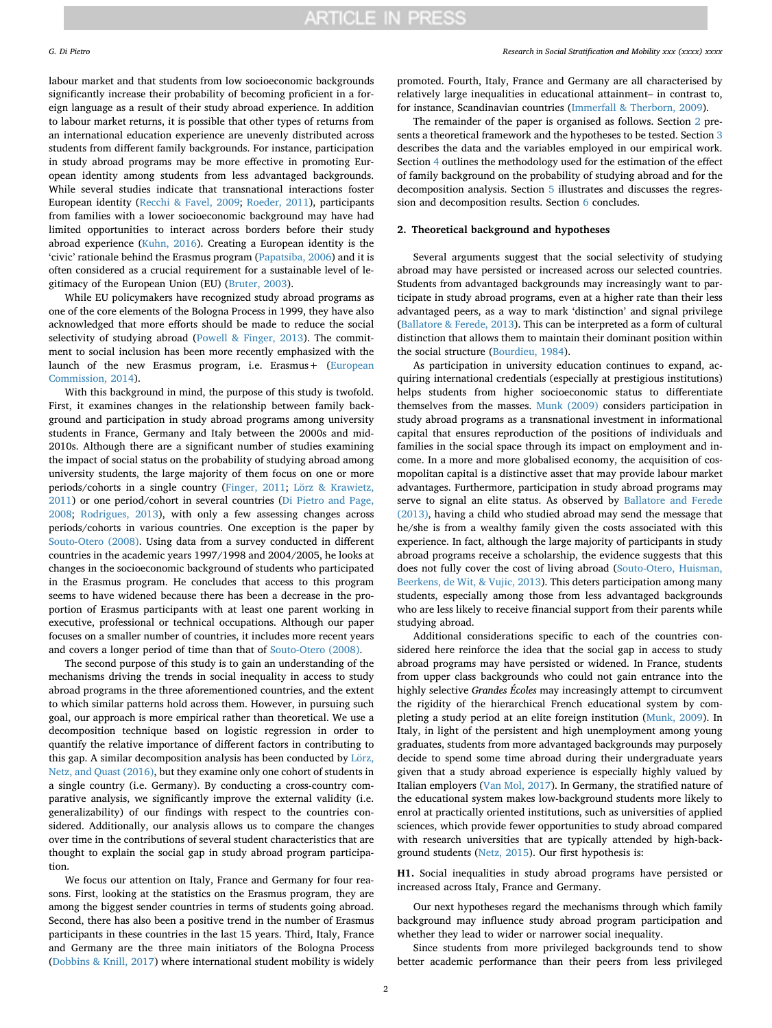labour market and that students from low socioeconomic backgrounds significantly increase their probability of becoming proficient in a foreign language as a result of their study abroad experience. In addition to labour market returns, it is possible that other types of returns from an international education experience are unevenly distributed across students from different family backgrounds. For instance, participation in study abroad programs may be more effective in promoting European identity among students from less advantaged backgrounds. While several studies indicate that transnational interactions foster European identity (Recchi & Favel, 2009; Roeder, 2011), participants from families with a lower socioeconomic background may have had limited opportunities to interact across borders before their study abroad experience (Kuhn, 2016). Creating a European identity is the 'civic' rationale behind the Erasmus program (Papatsiba, 2006) and it is often considered as a crucial requirement for a sustainable level of legitimacy of the European Union (EU) (Bruter, 2003).

While EU policymakers have recognized study abroad programs as one of the core elements of the Bologna Process in 1999, they have also acknowledged that more efforts should be made to reduce the social selectivity of studying abroad (Powell & Finger, 2013). The commitment to social inclusion has been more recently emphasized with the launch of the new Erasmus program, i.e. Erasmus+ (European Commission, 2014).

With this background in mind, the purpose of this study is twofold. First, it examines changes in the relationship between family background and participation in study abroad programs among university students in France, Germany and Italy between the 2000s and mid-2010s. Although there are a significant number of studies examining the impact of social status on the probability of studying abroad among university students, the large majority of them focus on one or more periods/cohorts in a single country (Finger, 2011; Lörz & Krawietz, 2011) or one period/cohort in several countries (Di Pietro and Page, 2008; Rodrigues, 2013), with only a few assessing changes across periods/cohorts in various countries. One exception is the paper by Souto-Otero (2008). Using data from a survey conducted in different countries in the academic years 1997/1998 and 2004/2005, he looks at changes in the socioeconomic background of students who participated in the Erasmus program. He concludes that access to this program seems to have widened because there has been a decrease in the proportion of Erasmus participants with at least one parent working in executive, professional or technical occupations. Although our paper focuses on a smaller number of countries, it includes more recent years and covers a longer period of time than that of Souto-Otero (2008).

The second purpose of this study is to gain an understanding of the mechanisms driving the trends in social inequality in access to study abroad programs in the three aforementioned countries, and the extent to which similar patterns hold across them. However, in pursuing such goal, our approach is more empirical rather than theoretical. We use a decomposition technique based on logistic regression in order to quantify the relative importance of different factors in contributing to this gap. A similar decomposition analysis has been conducted by Lörz, Netz, and Quast (2016), but they examine only one cohort of students in a single country (i.e. Germany). By conducting a cross-country comparative analysis, we significantly improve the external validity (i.e. generalizability) of our findings with respect to the countries considered. Additionally, our analysis allows us to compare the changes over time in the contributions of several student characteristics that are thought to explain the social gap in study abroad program participation.

We focus our attention on Italy, France and Germany for four reasons. First, looking at the statistics on the Erasmus program, they are among the biggest sender countries in terms of students going abroad. Second, there has also been a positive trend in the number of Erasmus participants in these countries in the last 15 years. Third, Italy, France and Germany are the three main initiators of the Bologna Process (Dobbins & Knill, 2017) where international student mobility is widely promoted. Fourth, Italy, France and Germany are all characterised by relatively large inequalities in educational attainment– in contrast to, for instance, Scandinavian countries (Immerfall & Therborn, 2009).

The remainder of the paper is organised as follows. Section 2 presents a theoretical framework and the hypotheses to be tested. Section 3 describes the data and the variables employed in our empirical work. Section 4 outlines the methodology used for the estimation of the effect of family background on the probability of studying abroad and for the decomposition analysis. Section 5 illustrates and discusses the regression and decomposition results. Section 6 concludes.

## 2. Theoretical background and hypotheses

Several arguments suggest that the social selectivity of studying abroad may have persisted or increased across our selected countries. Students from advantaged backgrounds may increasingly want to participate in study abroad programs, even at a higher rate than their less advantaged peers, as a way to mark 'distinction' and signal privilege (Ballatore & Ferede, 2013). This can be interpreted as a form of cultural distinction that allows them to maintain their dominant position within the social structure (Bourdieu, 1984).

As participation in university education continues to expand, acquiring international credentials (especially at prestigious institutions) helps students from higher socioeconomic status to differentiate themselves from the masses. Munk (2009) considers participation in study abroad programs as a transnational investment in informational capital that ensures reproduction of the positions of individuals and families in the social space through its impact on employment and income. In a more and more globalised economy, the acquisition of cosmopolitan capital is a distinctive asset that may provide labour market advantages. Furthermore, participation in study abroad programs may serve to signal an elite status. As observed by Ballatore and Ferede (2013), having a child who studied abroad may send the message that he/she is from a wealthy family given the costs associated with this experience. In fact, although the large majority of participants in study abroad programs receive a scholarship, the evidence suggests that this does not fully cover the cost of living abroad (Souto-Otero, Huisman, Beerkens, de Wit, & Vujic, 2013). This deters participation among many students, especially among those from less advantaged backgrounds who are less likely to receive financial support from their parents while studying abroad.

Additional considerations specific to each of the countries considered here reinforce the idea that the social gap in access to study abroad programs may have persisted or widened. In France, students from upper class backgrounds who could not gain entrance into the highly selective *Grandes Écoles* may increasingly attempt to circumvent the rigidity of the hierarchical French educational system by completing a study period at an elite foreign institution (Munk, 2009). In Italy, in light of the persistent and high unemployment among young graduates, students from more advantaged backgrounds may purposely decide to spend some time abroad during their undergraduate years given that a study abroad experience is especially highly valued by Italian employers (Van Mol, 2017). In Germany, the stratified nature of the educational system makes low-background students more likely to enrol at practically oriented institutions, such as universities of applied sciences, which provide fewer opportunities to study abroad compared with research universities that are typically attended by high-background students (Netz, 2015). Our first hypothesis is:

**H1.** Social inequalities in study abroad programs have persisted or increased across Italy, France and Germany.

Our next hypotheses regard the mechanisms through which family background may influence study abroad program participation and whether they lead to wider or narrower social inequality.

Since students from more privileged backgrounds tend to show better academic performance than their peers from less privileged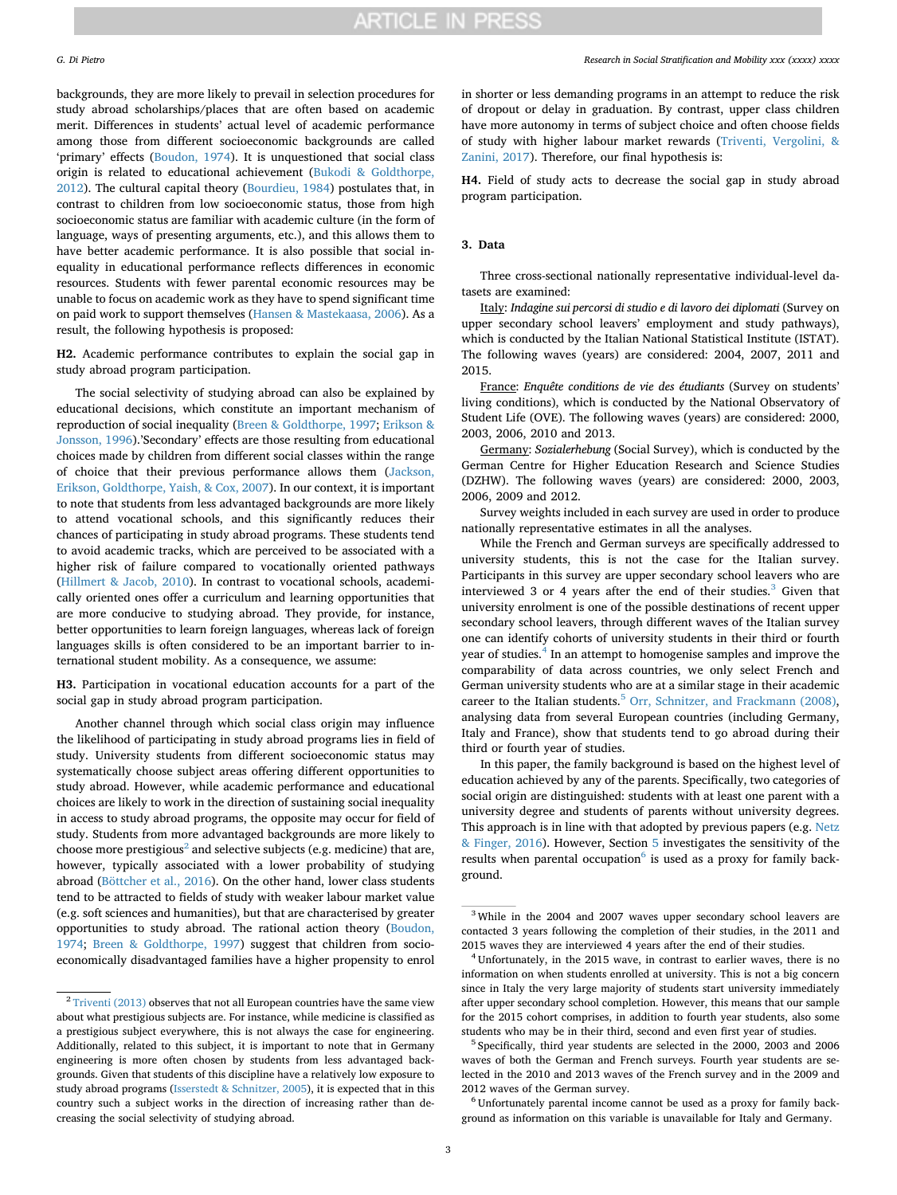backgrounds, they are more likely to prevail in selection procedures for study abroad scholarships/places that are often based on academic merit. Differences in students' actual level of academic performance among those from different socioeconomic backgrounds are called 'primary' effects (Boudon, 1974). It is unquestioned that social class origin is related to educational achievement (Bukodi & Goldthorpe, 2012). The cultural capital theory (Bourdieu, 1984) postulates that, in contrast to children from low socioeconomic status, those from high socioeconomic status are familiar with academic culture (in the form of language, ways of presenting arguments, etc.), and this allows them to have better academic performance. It is also possible that social inequality in educational performance reflects differences in economic resources. Students with fewer parental economic resources may be unable to focus on academic work as they have to spend significant time on paid work to support themselves (Hansen & Mastekaasa, 2006). As a result, the following hypothesis is proposed:

**H2.** Academic performance contributes to explain the social gap in study abroad program participation.

The social selectivity of studying abroad can also be explained by educational decisions, which constitute an important mechanism of reproduction of social inequality (Breen & Goldthorpe, 1997; Erikson & Jonsson, 1996).'Secondary' effects are those resulting from educational choices made by children from different social classes within the range of choice that their previous performance allows them (Jackson, Erikson, Goldthorpe, Yaish, & Cox, 2007). In our context, it is important to note that students from less advantaged backgrounds are more likely to attend vocational schools, and this significantly reduces their chances of participating in study abroad programs. These students tend to avoid academic tracks, which are perceived to be associated with a higher risk of failure compared to vocationally oriented pathways (Hillmert & Jacob, 2010). In contrast to vocational schools, academically oriented ones offer a curriculum and learning opportunities that are more conducive to studying abroad. They provide, for instance, better opportunities to learn foreign languages, whereas lack of foreign languages skills is often considered to be an important barrier to international student mobility. As a consequence, we assume:

**H3.** Participation in vocational education accounts for a part of the social gap in study abroad program participation.

Another channel through which social class origin may influence the likelihood of participating in study abroad programs lies in field of study. University students from different socioeconomic status may systematically choose subject areas offering different opportunities to study abroad. However, while academic performance and educational choices are likely to work in the direction of sustaining social inequality in access to study abroad programs, the opposite may occur for field of study. Students from more advantaged backgrounds are more likely to choose more prestigious[2] and selective subjects (e.g. medicine) that are, however, typically associated with a lower probability of studying abroad (Böttcher et al., 2016). On the other hand, lower class students tend to be attracted to fields of study with weaker labour market value (e.g. soft sciences and humanities), but that are characterised by greater opportunities to study abroad. The rational action theory (Boudon, 1974; Breen & Goldthorpe, 1997) suggest that children from socio-economically disadvantaged families have a higher propensity to enrol in shorter or less demanding programs in an attempt to reduce the risk of dropout or delay in graduation. By contrast, upper class children have more autonomy in terms of subject choice and often choose fields of study with higher labour market rewards (Triventi, Vergolini, & Zanini, 2017). Therefore, our final hypothesis is:

**H4.** Field of study acts to decrease the social gap in study abroad program participation.

## 3. Data

Three cross-sectional nationally representative individual-level datasets are examined:

Italy: *Indagine sui percorsi di studio e di lavoro dei diplomati* (Survey on upper secondary school leavers' employment and study pathways), which is conducted by the Italian National Statistical Institute (ISTAT). The following waves (years) are considered: 2004, 2007, 2011 and 2015.

France: *Enquête conditions de vie des étudiants* (Survey on students' living conditions), which is conducted by the National Observatory of Student Life (OVE). The following waves (years) are considered: 2000, 2003, 2006, 2010 and 2013.

Germany: *Sozialerhebung* (Social Survey), which is conducted by the German Centre for Higher Education Research and Science Studies (DZHW). The following waves (years) are considered: 2000, 2003, 2006, 2009 and 2012.

Survey weights included in each survey are used in order to produce nationally representative estimates in all the analyses.

While the French and German surveys are specifically addressed to university students, this is not the case for the Italian survey. Participants in this survey are upper secondary school leavers who are interviewed 3 or 4 years after the end of their studies.[3] Given that university enrolment is one of the possible destinations of recent upper secondary school leavers, through different waves of the Italian survey one can identify cohorts of university students in their third or fourth year of studies.[4] In an attempt to homogenise samples and improve the comparability of data across countries, we only select French and German university students who are at a similar stage in their academic career to the Italian students.[5] Orr, Schnitzer, and Frackmann (2008), analysing data from several European countries (including Germany, Italy and France), show that students tend to go abroad during their third or fourth year of studies.

In this paper, the family background is based on the highest level of education achieved by any of the parents. Specifically, two categories of social origin are distinguished: students with at least one parent with a university degree and students of parents without university degrees. This approach is in line with that adopted by previous papers (e.g. Netz & Finger, 2016). However, Section 5 investigates the sensitivity of the results when parental occupation[6] is used as a proxy for family background.

---

[2] Triventi (2013) observes that not all European countries have the same view about what prestigious subjects are. For instance, while medicine is classified as a prestigious subject everywhere, this is not always the case for engineering. Additionally, related to this subject, it is important to note that in Germany engineering is more often chosen by students from less advantaged backgrounds. Given that students of this discipline have a relatively low exposure to study abroad programs (Isserstedt & Schnitzer, 2005), it is expected that in this country such a subject works in the direction of increasing rather than decreasing the social selectivity of studying abroad.

[3] While in the 2004 and 2007 waves upper secondary school leavers are contacted 3 years following the completion of their studies, in the 2011 and 2015 waves they are interviewed 4 years after the end of their studies.

[4] Unfortunately, in the 2015 wave, in contrast to earlier waves, there is no information on when students enrolled at university. This is not a big concern since in Italy the very large majority of students start university immediately after upper secondary school completion. However, this means that our sample for the 2015 cohort comprises, in addition to fourth year students, also some students who may be in their third, second and even first year of studies.

[5] Specifically, third year students are selected in the 2000, 2003 and 2006 waves of both the German and French surveys. Fourth year students are selected in the 2010 and 2013 waves of the French survey and in the 2009 and 2012 waves of the German survey.

[6] Unfortunately parental income cannot be used as a proxy for family background as information on this variable is unavailable for Italy and Germany.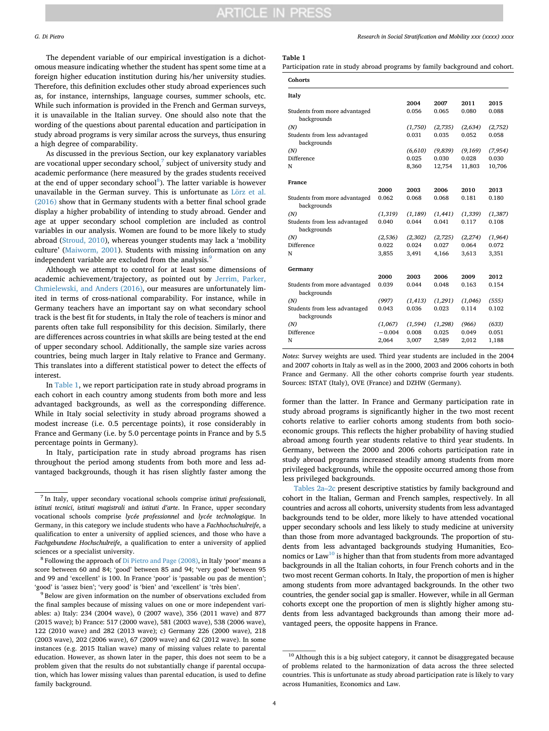The dependent variable of our empirical investigation is a dichotomous measure indicating whether the student has spent some time at a foreign higher education institution during his/her university studies. Therefore, this definition excludes other study abroad experiences such as, for instance, internships, language courses, summer schools, etc. While such information is provided in the French and German surveys, it is unavailable in the Italian survey. One should also note that the wording of the questions about parental education and participation in study abroad programs is very similar across the surveys, thus ensuring a high degree of comparability.

As discussed in the previous Section, our key explanatory variables are vocational upper secondary school,[7] subject of university study and academic performance (here measured by the grades students received at the end of upper secondary school[8]). The latter variable is however unavailable in the German survey. This is unfortunate as Lörz et al. (2016) show that in Germany students with a better final school grade display a higher probability of intending to study abroad. Gender and age at upper secondary school completion are included as control variables in our analysis. Women are found to be more likely to study abroad (Stroud, 2010), whereas younger students may lack a 'mobility culture' (Maiworm, 2001). Students with missing information on any independent variable are excluded from the analysis.[9]

Although we attempt to control for at least some dimensions of academic achievement/trajectory, as pointed out by Jerrim, Parker, Chmielewski, and Anders (2016), our measures are unfortunately limited in terms of cross-national comparability. For instance, while in Germany teachers have an important say on what secondary school track is the best fit for students, in Italy the role of teachers is minor and parents often take full responsibility for this decision. Similarly, there are differences across countries in what skills are being tested at the end of upper secondary school. Additionally, the sample size varies across countries, being much larger in Italy relative to France and Germany. This translates into a different statistical power to detect the effects of interest.

In Table 1, we report participation rate in study abroad programs in each cohort in each country among students from both more and less advantaged backgrounds, as well as the corresponding difference. While in Italy social selectivity in study abroad programs showed a modest increase (i.e. 0.5 percentage points), it rose considerably in France and Germany (i.e. by 5.0 percentage points in France and by 5.5 percentage points in Germany).

In Italy, participation rate in study abroad programs has risen throughout the period among students from both more and less advantaged backgrounds, though it has risen slightly faster among the former than the latter. In France and Germany participation rate in study abroad programs is significantly higher in the two most recent cohorts relative to earlier cohorts among students from both socio-economic groups. This reflects the higher probability of having studied abroad among fourth year students relative to third year students. In Germany, between the 2000 and 2006 cohorts participation rate in study abroad programs increased steadily among students from more privileged backgrounds, while the opposite occurred among those from less privileged backgrounds.

**Table 1**
Participation rate in study abroad programs by family background and cohort.

| Cohorts | | | | | |
|---|---|---|---|---|---|
| **Italy** | | | | | |
| | | 2004 | 2007 | 2011 | 2015 |
| Students from more advantaged backgrounds | | 0.056 | 0.065 | 0.080 | 0.088 |
| *(N)* | | *(1,750)* | *(2,735)* | *(2,634)* | *(2,752)* |
| Students from less advantaged backgrounds | | 0.031 | 0.035 | 0.052 | 0.058 |
| *(N)* | | *(6,610)* | *(9,839)* | *(9,169)* | *(7,954)* |
| Difference | | 0.025 | 0.030 | 0.028 | 0.030 |
| N | | 8,360 | 12,754 | 11,803 | 10,706 |
| **France** | | | | | |
| | 2000 | 2003 | 2006 | 2010 | 2013 |
| Students from more advantaged backgrounds | 0.062 | 0.068 | 0.068 | 0.181 | 0.180 |
| *(N)* | *(1,319)* | *(1,189)* | *(1,441)* | *(1,339)* | *(1,387)* |
| Students from less advantaged backgrounds | 0.040 | 0.044 | 0.041 | 0.117 | 0.108 |
| *(N)* | *(2,536)* | *(2,302)* | *(2,725)* | *(2,274)* | *(1,964)* |
| Difference | 0.022 | 0.024 | 0.027 | 0.064 | 0.072 |
| N | 3,855 | 3,491 | 4,166 | 3,613 | 3,351 |
| **Germany** | | | | | |
| | 2000 | 2003 | 2006 | 2009 | 2012 |
| Students from more advantaged backgrounds | 0.039 | 0.044 | 0.048 | 0.163 | 0.154 |
| *(N)* | *(997)* | *(1,413)* | *(1,291)* | *(1,046)* | *(555)* |
| Students from less advantaged backgrounds | 0.043 | 0.036 | 0.023 | 0.114 | 0.102 |
| *(N)* | *(1,067)* | *(1,594)* | *(1,298)* | *(966)* | *(633)* |
| Difference | −0.004 | 0.008 | 0.025 | 0.049 | 0.051 |
| N | 2,064 | 3,007 | 2,589 | 2,012 | 1,188 |

*Notes*: Survey weights are used. Third year students are included in the 2004 and 2007 cohorts in Italy as well as in the 2000, 2003 and 2006 cohorts in both France and Germany. All the other cohorts comprise fourth year students. Sources: ISTAT (Italy), OVE (France) and DZHW (Germany).

Tables 2a–2c present descriptive statistics by family background and cohort in the Italian, German and French samples, respectively. In all countries and across all cohorts, university students from less advantaged backgrounds tend to be older, more likely to have attended vocational upper secondary schools and less likely to study medicine at university than those from more advantaged backgrounds. The proportion of students from less advantaged backgrounds studying Humanities, Economics or Law[10] is higher than that from students from more advantaged backgrounds in all the Italian cohorts, in four French cohorts and in the two most recent German cohorts. In Italy, the proportion of men is higher among students from more advantaged backgrounds. In the other two countries, the gender social gap is smaller. However, while in all German cohorts except one the proportion of men is slightly higher among students from less advantaged backgrounds than among their more advantaged peers, the opposite happens in France.

---

[7] In Italy, upper secondary vocational schools comprise *istituti professionali, istituti tecnici, istituti magistrali* and *istituti d'arte*. In France, upper secondary vocational schools comprise *lycée professionnel* and *lycée technologique*. In Germany, in this category we include students who have a *Fachhochschulreife*, a qualification to enter a university of applied sciences, and those who have a *Fachgebundene Hochschulreife*, a qualification to enter a university of applied sciences or a specialist university.

[8] Following the approach of Di Pietro and Page (2008), in Italy 'poor' means a score between 60 and 84; 'good' between 85 and 94; 'very good' between 95 and 99 and 'excellent' is 100. In France 'poor' is 'passable ou pas de mention'; 'good' is 'assez bien'; 'very good' is 'bien' and 'excellent' is 'très bien'.

[9] Below are given information on the number of observations excluded from the final samples because of missing values on one or more independent variables: a) Italy: 234 (2004 wave), 0 (2007 wave), 356 (2011 wave) and 877 (2015 wave); b) France: 517 (2000 wave), 581 (2003 wave), 538 (2006 wave), 122 (2010 wave) and 282 (2013 wave); c) Germany 226 (2000 wave), 218 (2003 wave), 202 (2006 wave), 67 (2009 wave) and 62 (2012 wave). In some instances (e.g. 2015 Italian wave) many of missing values relate to parental education. However, as shown later in the paper, this does not seem to be a problem given that the results do not substantially change if parental occupation, which has lower missing values than parental education, is used to define family background.

[10] Although this is a big subject category, it cannot be disaggregated because of problems related to the harmonization of data across the three selected countries. This is unfortunate as study abroad participation rate is likely to vary across Humanities, Economics and Law.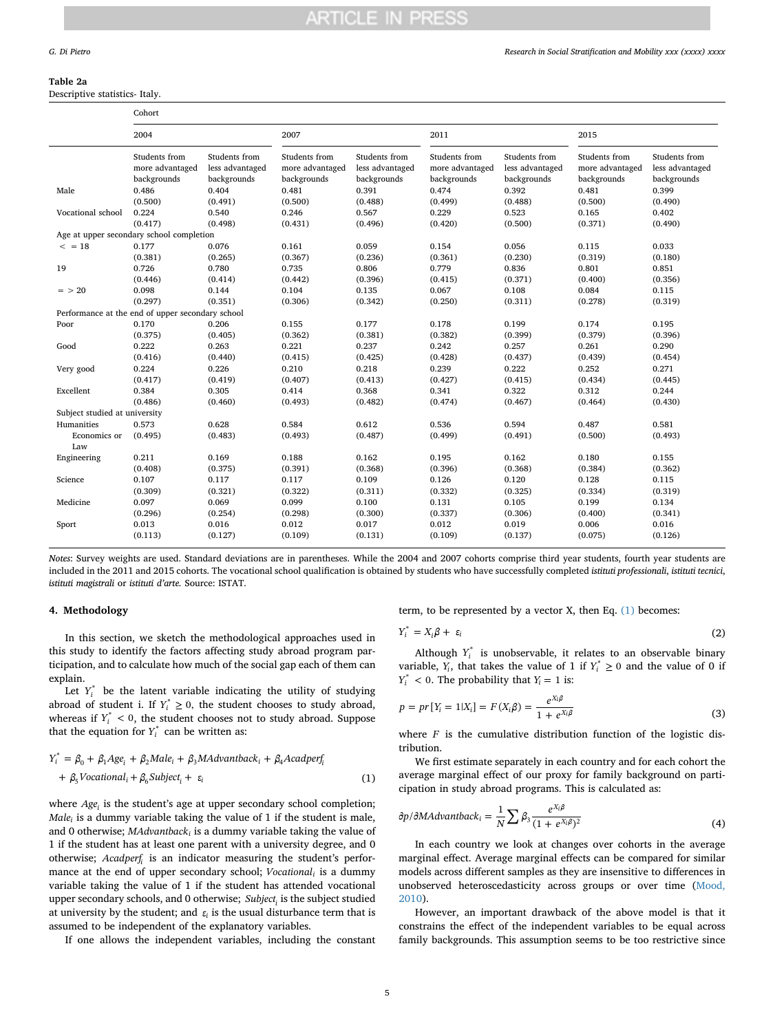**Table 2a**
Descriptive statistics- Italy.

| | Cohort | | | | | | | |
|---|---|---|---|---|---|---|---|---|
| | 2004 | | 2007 | | 2011 | | 2015 | |
| | Students from more advantaged backgrounds | Students from less advantaged backgrounds | Students from more advantaged backgrounds | Students from less advantaged backgrounds | Students from more advantaged backgrounds | Students from less advantaged backgrounds | Students from more advantaged backgrounds | Students from less advantaged backgrounds |
| Male | 0.486 | 0.404 | 0.481 | 0.391 | 0.474 | 0.392 | 0.481 | 0.399 |
| | (0.500) | (0.491) | (0.500) | (0.488) | (0.499) | (0.488) | (0.500) | (0.490) |
| Vocational school | 0.224 | 0.540 | 0.246 | 0.567 | 0.229 | 0.523 | 0.165 | 0.402 |
| | (0.417) | (0.498) | (0.431) | (0.496) | (0.420) | (0.500) | (0.371) | (0.490) |
| Age at upper secondary school completion | | | | | | | | |
| < = 18 | 0.177 | 0.076 | 0.161 | 0.059 | 0.154 | 0.056 | 0.115 | 0.033 |
| | (0.381) | (0.265) | (0.367) | (0.236) | (0.361) | (0.230) | (0.319) | (0.180) |
| 19 | 0.726 | 0.780 | 0.735 | 0.806 | 0.779 | 0.836 | 0.801 | 0.851 |
| | (0.446) | (0.414) | (0.442) | (0.396) | (0.415) | (0.371) | (0.400) | (0.356) |
| = > 20 | 0.098 | 0.144 | 0.104 | 0.135 | 0.067 | 0.108 | 0.084 | 0.115 |
| | (0.297) | (0.351) | (0.306) | (0.342) | (0.250) | (0.311) | (0.278) | (0.319) |
| Performance at the end of upper secondary school | | | | | | | | |
| Poor | 0.170 | 0.206 | 0.155 | 0.177 | 0.178 | 0.199 | 0.174 | 0.195 |
| | (0.375) | (0.405) | (0.362) | (0.381) | (0.382) | (0.399) | (0.379) | (0.396) |
| Good | 0.222 | 0.263 | 0.221 | 0.237 | 0.242 | 0.257 | 0.261 | 0.290 |
| | (0.416) | (0.440) | (0.415) | (0.425) | (0.428) | (0.437) | (0.439) | (0.454) |
| Very good | 0.224 | 0.226 | 0.210 | 0.218 | 0.239 | 0.222 | 0.252 | 0.271 |
| | (0.417) | (0.419) | (0.407) | (0.413) | (0.427) | (0.415) | (0.434) | (0.445) |
| Excellent | 0.384 | 0.305 | 0.414 | 0.368 | 0.341 | 0.322 | 0.312 | 0.244 |
| | (0.486) | (0.460) | (0.493) | (0.482) | (0.474) | (0.467) | (0.464) | (0.430) |
| Subject studied at university | | | | | | | | |
| Humanities Economics or Law | 0.573 | 0.628 | 0.584 | 0.612 | 0.536 | 0.594 | 0.487 | 0.581 |
| | (0.495) | (0.483) | (0.493) | (0.487) | (0.499) | (0.491) | (0.500) | (0.493) |
| Engineering | 0.211 | 0.169 | 0.188 | 0.162 | 0.195 | 0.162 | 0.180 | 0.155 |
| | (0.408) | (0.375) | (0.391) | (0.368) | (0.396) | (0.368) | (0.384) | (0.362) |
| Science | 0.107 | 0.117 | 0.117 | 0.109 | 0.126 | 0.120 | 0.128 | 0.115 |
| | (0.309) | (0.321) | (0.322) | (0.311) | (0.332) | (0.325) | (0.334) | (0.319) |
| Medicine | 0.097 | 0.069 | 0.099 | 0.100 | 0.131 | 0.105 | 0.199 | 0.134 |
| | (0.296) | (0.254) | (0.298) | (0.300) | (0.337) | (0.306) | (0.400) | (0.341) |
| Sport | 0.013 | 0.016 | 0.012 | 0.017 | 0.012 | 0.019 | 0.006 | 0.016 |
| | (0.113) | (0.127) | (0.109) | (0.131) | (0.109) | (0.137) | (0.075) | (0.126) |

*Notes*: Survey weights are used. Standard deviations are in parentheses. While the 2004 and 2007 cohorts comprise third year students, fourth year students are included in the 2011 and 2015 cohorts. The vocational school qualification is obtained by students who have successfully completed *istituti professionali*, *istituti tecnici*, *istituti magistrali* or *istituti d'arte.* Source: ISTAT.

## 4. Methodology

In this section, we sketch the methodological approaches used in this study to identify the factors affecting study abroad program participation, and to calculate how much of the social gap each of them can explain.

Let $Y_i^*$ be the latent variable indicating the utility of studying abroad of student i. If $Y_i^* \geq 0$, the student chooses to study abroad, whereas if $Y_i^* < 0$, the student chooses not to study abroad. Suppose that the equation for $Y_i^*$ can be written as:

$$Y_i^* = \beta_0 + \beta_1 Age_i + \beta_2 Male_i + \beta_3 MAdvantback_i + \beta_4 Acadperf_i + \beta_5 Vocational_i + \beta_6 Subject_i + \varepsilon_i \tag{1}$$

where $Age_i$ is the student's age at upper secondary school completion; $Male_i$ is a dummy variable taking the value of 1 if the student is male, and 0 otherwise; $MAdvantback_i$ is a dummy variable taking the value of 1 if the student has at least one parent with a university degree, and 0 otherwise; $Acadperf_i$ is an indicator measuring the student's performance at the end of upper secondary school; $Vocational_i$ is a dummy variable taking the value of 1 if the student has attended vocational upper secondary schools, and 0 otherwise; $Subject_i$ is the subject studied at university by the student; and $\varepsilon_i$ is the usual disturbance term that is assumed to be independent of the explanatory variables.

If one allows the independent variables, including the constant term, to be represented by a vector X, then Eq. (1) becomes:

$$Y_i^* = X_i\beta + \varepsilon_i \tag{2}$$

Although $Y_i^*$ is unobservable, it relates to an observable binary variable, $Y_i$, that takes the value of 1 if $Y_i^* \geq 0$ and the value of 0 if $Y_i^* < 0$. The probability that $Y_i = 1$ is:

$$p = pr[Y_i = 1|X_i] = F(X_i\beta) = \frac{e^{X_i\beta}}{1 + e^{X_i\beta}} \tag{3}$$

where $F$ is the cumulative distribution function of the logistic distribution.

We first estimate separately in each country and for each cohort the average marginal effect of our proxy for family background on participation in study abroad programs. This is calculated as:

$$\partial p/\partial MAdvantback_i = \frac{1}{N}\sum \beta_3 \frac{e^{X_i\beta}}{(1 + e^{X_i\beta})^2} \tag{4}$$

In each country we look at changes over cohorts in the average marginal effect. Average marginal effects can be compared for similar models across different samples as they are insensitive to differences in unobserved heteroscedasticity across groups or over time (Mood, 2010).

However, an important drawback of the above model is that it constrains the effect of the independent variables to be equal across family backgrounds. This assumption seems to be too restrictive since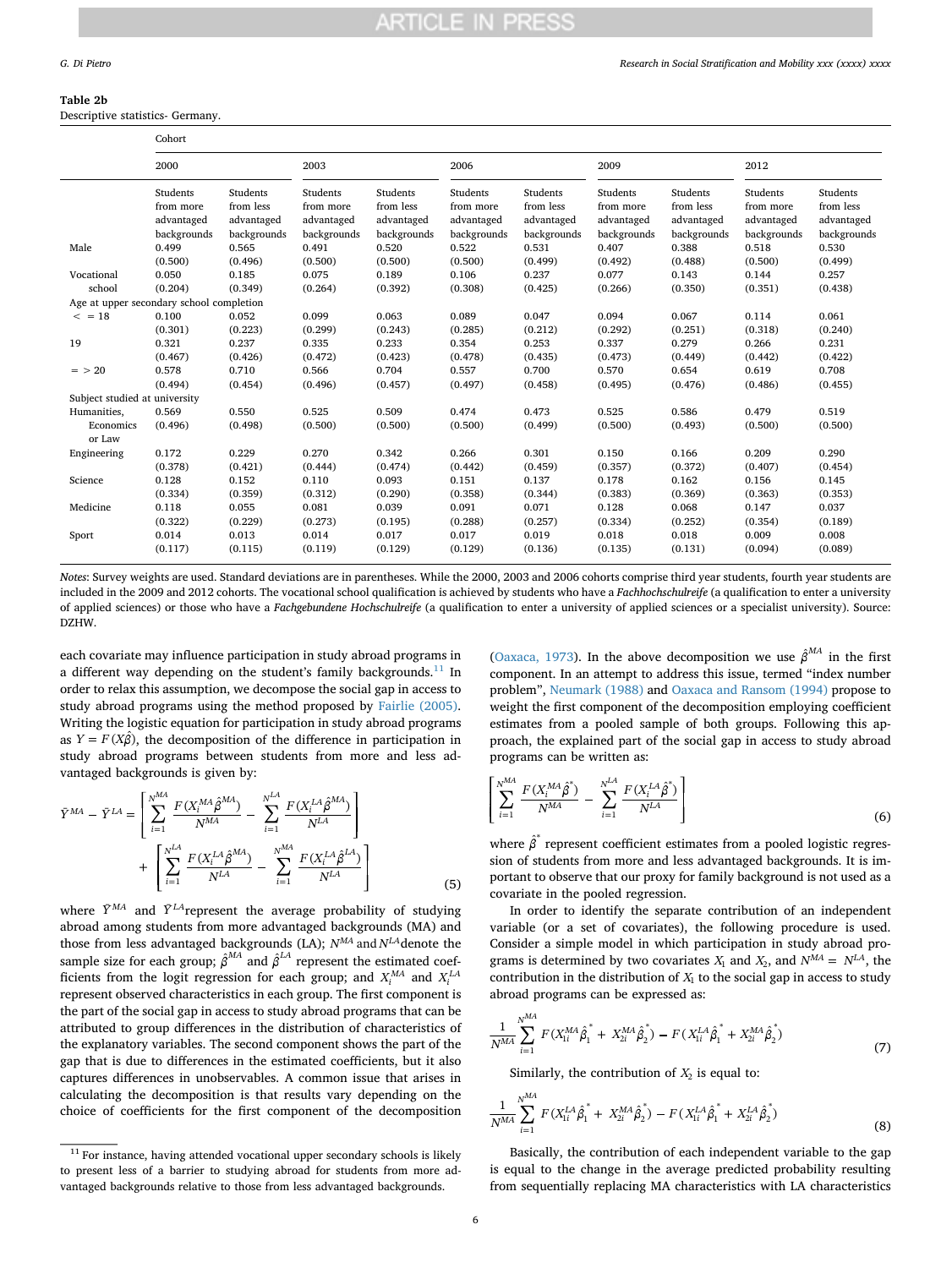**Table 2b**
Descriptive statistics- Germany.

| | Cohort | | | | | | | | | |
|---|---|---|---|---|---|---|---|---|---|---|
| | 2000 | | 2003 | | 2006 | | 2009 | | 2012 | |
| | Students from more advantaged backgrounds | Students from less advantaged backgrounds | Students from more advantaged backgrounds | Students from less advantaged backgrounds | Students from more advantaged backgrounds | Students from less advantaged backgrounds | Students from more advantaged backgrounds | Students from less advantaged backgrounds | Students from more advantaged backgrounds | Students from less advantaged backgrounds |
| Male | 0.499 | 0.565 | 0.491 | 0.520 | 0.522 | 0.531 | 0.407 | 0.388 | 0.518 | 0.530 |
| | (0.500) | (0.496) | (0.500) | (0.500) | (0.500) | (0.499) | (0.492) | (0.488) | (0.500) | (0.499) |
| Vocational school | 0.050 | 0.185 | 0.075 | 0.189 | 0.106 | 0.237 | 0.077 | 0.143 | 0.144 | 0.257 |
| | (0.204) | (0.349) | (0.264) | (0.392) | (0.308) | (0.425) | (0.266) | (0.350) | (0.351) | (0.438) |
| Age at upper secondary school completion | | | | | | | | | | |
| < = 18 | 0.100 | 0.052 | 0.099 | 0.063 | 0.089 | 0.047 | 0.094 | 0.067 | 0.114 | 0.061 |
| | (0.301) | (0.223) | (0.299) | (0.243) | (0.285) | (0.212) | (0.292) | (0.251) | (0.318) | (0.240) |
| 19 | 0.321 | 0.237 | 0.335 | 0.233 | 0.354 | 0.253 | 0.337 | 0.279 | 0.266 | 0.231 |
| | (0.467) | (0.426) | (0.472) | (0.423) | (0.478) | (0.435) | (0.473) | (0.449) | (0.442) | (0.422) |
| = > 20 | 0.578 | 0.710 | 0.566 | 0.704 | 0.557 | 0.700 | 0.570 | 0.654 | 0.619 | 0.708 |
| | (0.494) | (0.454) | (0.496) | (0.457) | (0.497) | (0.458) | (0.495) | (0.476) | (0.486) | (0.455) |
| Subject studied at university | | | | | | | | | | |
| Humanities, Economics or Law | 0.569 | 0.550 | 0.525 | 0.509 | 0.474 | 0.473 | 0.525 | 0.586 | 0.479 | 0.519 |
| | (0.496) | (0.498) | (0.500) | (0.500) | (0.500) | (0.499) | (0.500) | (0.493) | (0.500) | (0.500) |
| Engineering | 0.172 | 0.229 | 0.270 | 0.342 | 0.266 | 0.301 | 0.150 | 0.166 | 0.209 | 0.290 |
| | (0.378) | (0.421) | (0.444) | (0.474) | (0.442) | (0.459) | (0.357) | (0.372) | (0.407) | (0.454) |
| Science | 0.128 | 0.152 | 0.110 | 0.093 | 0.151 | 0.137 | 0.178 | 0.162 | 0.156 | 0.145 |
| | (0.334) | (0.359) | (0.312) | (0.290) | (0.358) | (0.344) | (0.383) | (0.369) | (0.363) | (0.353) |
| Medicine | 0.118 | 0.055 | 0.081 | 0.039 | 0.091 | 0.071 | 0.128 | 0.068 | 0.147 | 0.037 |
| | (0.322) | (0.229) | (0.273) | (0.195) | (0.288) | (0.257) | (0.334) | (0.252) | (0.354) | (0.189) |
| Sport | 0.014 | 0.013 | 0.014 | 0.017 | 0.017 | 0.019 | 0.018 | 0.018 | 0.009 | 0.008 |
| | (0.117) | (0.115) | (0.119) | (0.129) | (0.129) | (0.136) | (0.135) | (0.131) | (0.094) | (0.089) |

*Notes*: Survey weights are used. Standard deviations are in parentheses. While the 2000, 2003 and 2006 cohorts comprise third year students, fourth year students are included in the 2009 and 2012 cohorts. The vocational school qualification is achieved by students who have a *Fachhochschulreife* (a qualification to enter a university of applied sciences) or those who have a *Fachgebundene Hochschulreife* (a qualification to enter a university of applied sciences or a specialist university). Source: DZHW.

each covariate may influence participation in study abroad programs in a different way depending on the student's family backgrounds.[11] In order to relax this assumption, we decompose the social gap in access to study abroad programs using the method proposed by Fairlie (2005). Writing the logistic equation for participation in study abroad programs as $Y = F(X\hat{\beta})$, the decomposition of the difference in participation in study abroad programs between students from more and less advantaged backgrounds is given by:

$$\bar{Y}^{MA} - \bar{Y}^{LA} = \left[\sum_{i=1}^{N^{MA}} \frac{F(X_i^{MA}\hat{\beta}^{MA})}{N^{MA}} - \sum_{i=1}^{N^{LA}} \frac{F(X_i^{LA}\hat{\beta}^{MA})}{N^{LA}}\right] + \left[\sum_{i=1}^{N^{LA}} \frac{F(X_i^{LA}\hat{\beta}^{MA})}{N^{LA}} - \sum_{i=1}^{N^{MA}} \frac{F(X_i^{LA}\hat{\beta}^{LA})}{N^{LA}}\right] \tag{5}$$

where $\bar{Y}^{MA}$ and $\bar{Y}^{LA}$represent the average probability of studying abroad among students from more advantaged backgrounds (MA) and those from less advantaged backgrounds (LA); $N^{MA}$ and $N^{LA}$denote the sample size for each group; $\hat{\beta}^{MA}$ and $\hat{\beta}^{LA}$ represent the estimated coefficients from the logit regression for each group; and $X_i^{MA}$ and $X_i^{LA}$ represent observed characteristics in each group. The first component is the part of the social gap in access to study abroad programs that can be attributed to group differences in the distribution of characteristics of the explanatory variables. The second component shows the part of the gap that is due to differences in the estimated coefficients, but it also captures differences in unobservables. A common issue that arises in calculating the decomposition is that results vary depending on the choice of coefficients for the first component of the decomposition (Oaxaca, 1973). In the above decomposition we use $\hat{\beta}^{MA}$ in the first component. In an attempt to address this issue, termed "index number problem", Neumark (1988) and Oaxaca and Ransom (1994) propose to weight the first component of the decomposition employing coefficient estimates from a pooled sample of both groups. Following this approach, the explained part of the social gap in access to study abroad programs can be written as:

$$\left[\sum_{i=1}^{N^{MA}} \frac{F(X_i^{MA}\hat{\beta}^{*})}{N^{MA}} - \sum_{i=1}^{N^{LA}} \frac{F(X_i^{LA}\hat{\beta}^{*})}{N^{LA}}\right] \tag{6}$$

where $\hat{\beta}^{*}$ represent coefficient estimates from a pooled logistic regression of students from more and less advantaged backgrounds. It is important to observe that our proxy for family background is not used as a covariate in the pooled regression.

In order to identify the separate contribution of an independent variable (or a set of covariates), the following procedure is used. Consider a simple model in which participation in study abroad programs is determined by two covariates $X_1$ and $X_2$, and $N^{MA} = N^{LA}$, the contribution in the distribution of $X_1$ to the social gap in access to study abroad programs can be expressed as:

$$\frac{1}{N^{MA}} \sum_{i=1}^{N^{MA}} F(X_{1i}^{MA}\hat{\beta}_1^{*} + X_{2i}^{MA}\hat{\beta}_2^{*}) - F(X_{1i}^{LA}\hat{\beta}_1^{*} + X_{2i}^{MA}\hat{\beta}_2^{*}) \tag{7}$$

Similarly, the contribution of $X_2$ is equal to:

$$\frac{1}{N^{MA}} \sum_{i=1}^{N^{MA}} F(X_{1i}^{LA}\hat{\beta}_1^{*} + X_{2i}^{MA}\hat{\beta}_2^{*}) - F(X_{1i}^{LA}\hat{\beta}_1^{*} + X_{2i}^{LA}\hat{\beta}_2^{*}) \tag{8}$$

Basically, the contribution of each independent variable to the gap is equal to the change in the average predicted probability resulting from sequentially replacing MA characteristics with LA characteristics

[11] For instance, having attended vocational upper secondary schools is likely to present less of a barrier to studying abroad for students from more advantaged backgrounds relative to those from less advantaged backgrounds.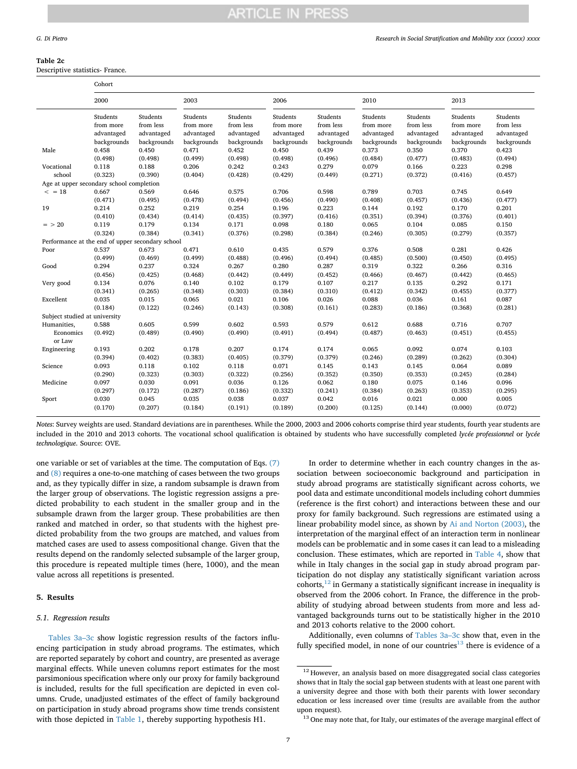**Table 2c**
Descriptive statistics- France.

| | Cohort | | | | | | | | | |
|---|---|---|---|---|---|---|---|---|---|---|
| | 2000 | | 2003 | | 2006 | | 2010 | | 2013 | |
| | Students from more advantaged backgrounds | Students from less advantaged backgrounds | Students from more advantaged backgrounds | Students from less advantaged backgrounds | Students from more advantaged backgrounds | Students from less advantaged backgrounds | Students from more advantaged backgrounds | Students from less advantaged backgrounds | Students from more advantaged backgrounds | Students from less advantaged backgrounds |
| Male | 0.458 | 0.450 | 0.471 | 0.452 | 0.450 | 0.439 | 0.373 | 0.350 | 0.370 | 0.423 |
| | (0.498) | (0.498) | (0.499) | (0.498) | (0.498) | (0.496) | (0.484) | (0.477) | (0.483) | (0.494) |
| Vocational school | 0.118 | 0.188 | 0.206 | 0.242 | 0.243 | 0.279 | 0.079 | 0.166 | 0.223 | 0.298 |
| | (0.323) | (0.390) | (0.404) | (0.428) | (0.429) | (0.449) | (0.271) | (0.372) | (0.416) | (0.457) |
| Age at upper secondary school completion | | | | | | | | | | |
| < = 18 | 0.667 | 0.569 | 0.646 | 0.575 | 0.706 | 0.598 | 0.789 | 0.703 | 0.745 | 0.649 |
| | (0.471) | (0.495) | (0.478) | (0.494) | (0.456) | (0.490) | (0.408) | (0.457) | (0.436) | (0.477) |
| 19 | 0.214 | 0.252 | 0.219 | 0.254 | 0.196 | 0.223 | 0.144 | 0.192 | 0.170 | 0.201 |
| | (0.410) | (0.434) | (0.414) | (0.435) | (0.397) | (0.416) | (0.351) | (0.394) | (0.376) | (0.401) |
| = > 20 | 0.119 | 0.179 | 0.134 | 0.171 | 0.098 | 0.180 | 0.065 | 0.104 | 0.085 | 0.150 |
| | (0.324) | (0.384) | (0.341) | (0.376) | (0.298) | (0.384) | (0.246) | (0.305) | (0.279) | (0.357) |
| Performance at the end of upper secondary school | | | | | | | | | | |
| Poor | 0.537 | 0.673 | 0.471 | 0.610 | 0.435 | 0.579 | 0.376 | 0.508 | 0.281 | 0.426 |
| | (0.499) | (0.469) | (0.499) | (0.488) | (0.496) | (0.494) | (0.485) | (0.500) | (0.450) | (0.495) |
| Good | 0.294 | 0.237 | 0.324 | 0.267 | 0.280 | 0.287 | 0.319 | 0.322 | 0.266 | 0.316 |
| | (0.456) | (0.425) | (0.468) | (0.442) | (0.449) | (0.452) | (0.466) | (0.467) | (0.442) | (0.465) |
| Very good | 0.134 | 0.076 | 0.140 | 0.102 | 0.179 | 0.107 | 0.217 | 0.135 | 0.292 | 0.171 |
| | (0.341) | (0.265) | (0.348) | (0.303) | (0.384) | (0.310) | (0.412) | (0.342) | (0.455) | (0.377) |
| Excellent | 0.035 | 0.015 | 0.065 | 0.021 | 0.106 | 0.026 | 0.088 | 0.036 | 0.161 | 0.087 |
| | (0.184) | (0.122) | (0.246) | (0.143) | (0.308) | (0.161) | (0.283) | (0.186) | (0.368) | (0.281) |
| Subject studied at university | | | | | | | | | | |
| Humanities, Economics or Law | 0.588 | 0.605 | 0.599 | 0.602 | 0.593 | 0.579 | 0.612 | 0.688 | 0.716 | 0.707 |
| | (0.492) | (0.489) | (0.490) | (0.490) | (0.491) | (0.494) | (0.487) | (0.463) | (0.451) | (0.455) |
| Engineering | 0.193 | 0.202 | 0.178 | 0.207 | 0.174 | 0.174 | 0.065 | 0.092 | 0.074 | 0.103 |
| | (0.394) | (0.402) | (0.383) | (0.405) | (0.379) | (0.379) | (0.246) | (0.289) | (0.262) | (0.304) |
| Science | 0.093 | 0.118 | 0.102 | 0.118 | 0.071 | 0.145 | 0.143 | 0.145 | 0.064 | 0.089 |
| | (0.290) | (0.323) | (0.303) | (0.322) | (0.256) | (0.352) | (0.350) | (0.353) | (0.245) | (0.284) |
| Medicine | 0.097 | 0.030 | 0.091 | 0.036 | 0.126 | 0.062 | 0.180 | 0.075 | 0.146 | 0.096 |
| | (0.297) | (0.172) | (0.287) | (0.186) | (0.332) | (0.241) | (0.384) | (0.263) | (0.353) | (0.295) |
| Sport | 0.030 | 0.045 | 0.035 | 0.038 | 0.037 | 0.042 | 0.016 | 0.021 | 0.000 | 0.005 |
| | (0.170) | (0.207) | (0.184) | (0.191) | (0.189) | (0.200) | (0.125) | (0.144) | (0.000) | (0.072) |

*Notes*: Survey weights are used. Standard deviations are in parentheses. While the 2000, 2003 and 2006 cohorts comprise third year students, fourth year students are included in the 2010 and 2013 cohorts. The vocational school qualification is obtained by students who have successfully completed *lycée professionnel* or *lycée technologique*. Source: OVE.

one variable or set of variables at the time. The computation of Eqs. (7) and (8) requires a one-to-one matching of cases between the two groups and, as they typically differ in size, a random subsample is drawn from the larger group of observations. The logistic regression assigns a predicted probability to each student in the smaller group and in the subsample drawn from the larger group. These probabilities are then ranked and matched in order, so that students with the highest predicted probability from the two groups are matched, and values from matched cases are used to assess compositional change. Given that the results depend on the randomly selected subsample of the larger group, this procedure is repeated multiple times (here, 1000), and the mean value across all repetitions is presented.

## 5. Results

### 5.1. Regression results

Tables 3a–3c show logistic regression results of the factors influencing participation in study abroad programs. The estimates, which are reported separately by cohort and country, are presented as average marginal effects. While uneven columns report estimates for the most parsimonious specification where only our proxy for family background is included, results for the full specification are depicted in even columns. Crude, unadjusted estimates of the effect of family background on participation in study abroad programs show time trends consistent with those depicted in Table 1, thereby supporting hypothesis H1.

In order to determine whether in each country changes in the association between socioeconomic background and participation in study abroad programs are statistically significant across cohorts, we pool data and estimate unconditional models including cohort dummies (reference is the first cohort) and interactions between these and our proxy for family background. Such regressions are estimated using a linear probability model since, as shown by Ai and Norton (2003), the interpretation of the marginal effect of an interaction term in nonlinear models can be problematic and in some cases it can lead to a misleading conclusion. These estimates, which are reported in Table 4, show that while in Italy changes in the social gap in study abroad program participation do not display any statistically significant variation across cohorts,[12] in Germany a statistically significant increase in inequality is observed from the 2006 cohort. In France, the difference in the probability of studying abroad between students from more and less advantaged backgrounds turns out to be statistically higher in the 2010 and 2013 cohorts relative to the 2000 cohort.

Additionally, even columns of Tables 3a–3c show that, even in the fully specified model, in none of our countries[13] there is evidence of a

[12] However, an analysis based on more disaggregated social class categories shows that in Italy the social gap between students with at least one parent with a university degree and those with both their parents with lower secondary education or less increased over time (results are available from the author upon request).

[13] One may note that, for Italy, our estimates of the average marginal effect of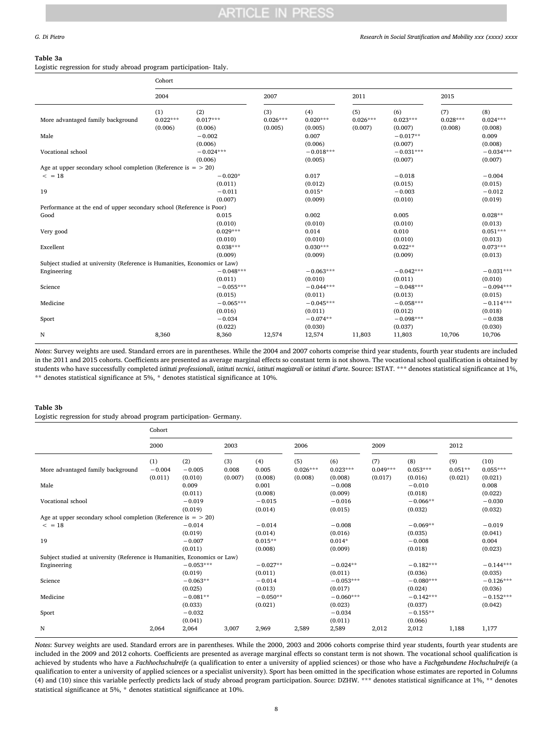**Table 3a**

Logistic regression for study abroad program participation- Italy.

| | Cohort | | | | | | | |
|---|---|---|---|---|---|---|---|---|
| | 2004 | | 2007 | | 2011 | | 2015 | |
| | (1) | (2) | (3) | (4) | (5) | (6) | (7) | (8) |
| More advantaged family background | 0.022*** | 0.017*** | 0.026*** | 0.020*** | 0.026*** | 0.023*** | 0.028*** | 0.024*** |
| | (0.006) | (0.006) | (0.005) | (0.005) | (0.007) | (0.007) | (0.008) | (0.008) |
| Male | | −0.002 | | 0.007 | | −0.017** | | 0.009 |
| | | (0.006) | | (0.006) | | (0.007) | | (0.008) |
| Vocational school | | −0.024*** | | −0.018*** | | −0.031*** | | −0.034*** |
| | | (0.006) | | (0.005) | | (0.007) | | (0.007) |
| Age at upper secondary school completion (Reference is = > 20) | | | | | | | | |
| < = 18 | | −0.020* | | 0.017 | | −0.018 | | −0.004 |
| | | (0.011) | | (0.012) | | (0.015) | | (0.015) |
| 19 | | −0.011 | | 0.015* | | −0.003 | | −0.012 |
| | | (0.007) | | (0.009) | | (0.010) | | (0.019) |
| Performance at the end of upper secondary school (Reference is Poor) | | | | | | | | |
| Good | | 0.015 | | 0.002 | | 0.005 | | 0.028** |
| | | (0.010) | | (0.010) | | (0.010) | | (0.013) |
| Very good | | 0.029*** | | 0.014 | | 0.010 | | 0.051*** |
| | | (0.010) | | (0.010) | | (0.010) | | (0.013) |
| Excellent | | 0.038*** | | 0.030*** | | 0.022** | | 0.073*** |
| | | (0.009) | | (0.009) | | (0.009) | | (0.013) |
| Subject studied at university (Reference is Humanities, Economics or Law) | | | | | | | | |
| Engineering | | −0.048*** | | −0.063*** | | −0.042*** | | −0.031*** |
| | | (0.011) | | (0.010) | | (0.011) | | (0.010) |
| Science | | −0.055*** | | −0.044*** | | −0.048*** | | −0.094*** |
| | | (0.015) | | (0.011) | | (0.013) | | (0.015) |
| Medicine | | −0.065*** | | −0.045*** | | −0.058*** | | −0.114*** |
| | | (0.016) | | (0.011) | | (0.012) | | (0.018) |
| Sport | | −0.034 | | −0.074** | | −0.098*** | | −0.038 |
| | | (0.022) | | (0.030) | | (0.037) | | (0.030) |
| N | 8,360 | 8,360 | 12,574 | 12,574 | 11,803 | 11,803 | 10,706 | 10,706 |

*Notes*: Survey weights are used. Standard errors are in parentheses. While the 2004 and 2007 cohorts comprise third year students, fourth year students are included in the 2011 and 2015 cohorts. Coefficients are presented as average marginal effects so constant term is not shown. The vocational school qualification is obtained by students who have successfully completed *istituti professionali*, *istituti tecnici*, *istituti magistrali* or *istituti d'arte*. Source: ISTAT. *** denotes statistical significance at 1%, ** denotes statistical significance at 5%, * denotes statistical significance at 10%.

**Table 3b**

Logistic regression for study abroad program participation- Germany.

| | Cohort | | | | | | | | | |
|---|---|---|---|---|---|---|---|---|---|---|
| | 2000 | | 2003 | | 2006 | | 2009 | | 2012 | |
| | (1) | (2) | (3) | (4) | (5) | (6) | (7) | (8) | (9) | (10) |
| More advantaged family background | −0.004 | −0.005 | 0.008 | 0.005 | 0.026*** | 0.023*** | 0.049*** | 0.053*** | 0.051** | 0.055*** |
| | (0.011) | (0.010) | (0.007) | (0.008) | (0.008) | (0.008) | (0.017) | (0.016) | (0.021) | (0.021) |
| Male | | 0.009 | | 0.001 | | −0.008 | | −0.010 | | 0.008 |
| | | (0.011) | | (0.008) | | (0.009) | | (0.018) | | (0.022) |
| Vocational school | | −0.019 | | −0.015 | | −0.016 | | −0.066** | | −0.030 |
| | | (0.019) | | (0.014) | | (0.015) | | (0.032) | | (0.032) |
| Age at upper secondary school completion (Reference is = > 20) | | | | | | | | | | |
| < = 18 | | −0.014 | | −0.014 | | −0.008 | | −0.069** | | −0.019 |
| | | (0.019) | | (0.014) | | (0.016) | | (0.035) | | (0.041) |
| 19 | | −0.007 | | 0.015** | | 0.014* | | −0.008 | | 0.004 |
| | | (0.011) | | (0.008) | | (0.009) | | (0.018) | | (0.023) |
| Subject studied at university (Reference is Humanities, Economics or Law) | | | | | | | | | | |
| Engineering | | −0.053*** | | −0.027** | | −0.024** | | −0.182*** | | −0.144*** |
| | | (0.019) | | (0.011) | | (0.011) | | (0.036) | | (0.035) |
| Science | | −0.063** | | −0.014 | | −0.053*** | | −0.080*** | | −0.126*** |
| | | (0.025) | | (0.013) | | (0.017) | | (0.024) | | (0.036) |
| Medicine | | −0.081** | | −0.050** | | −0.060*** | | −0.142*** | | −0.152*** |
| | | (0.033) | | (0.021) | | (0.023) | | (0.037) | | (0.042) |
| Sport | | −0.032 | | | | −0.034 | | −0.155** | | |
| | | (0.041) | | | | (0.011) | | (0.066) | | |
| N | 2,064 | 2,064 | 3,007 | 2,969 | 2,589 | 2,589 | 2,012 | 2,012 | 1,188 | 1,177 |

*Notes*: Survey weights are used. Standard errors are in parentheses. While the 2000, 2003 and 2006 cohorts comprise third year students, fourth year students are included in the 2009 and 2012 cohorts. Coefficients are presented as average marginal effects so constant term is not shown. The vocational school qualification is achieved by students who have a *Fachhochschulreife* (a qualification to enter a university of applied sciences) or those who have a *Fachgebundene Hochschulreife* (a qualification to enter a university of applied sciences or a specialist university). Sport has been omitted in the specification whose estimates are reported in Columns (4) and (10) since this variable perfectly predicts lack of study abroad program participation. Source: DZHW. *** denotes statistical significance at 1%, ** denotes statistical significance at 5%, * denotes statistical significance at 10%.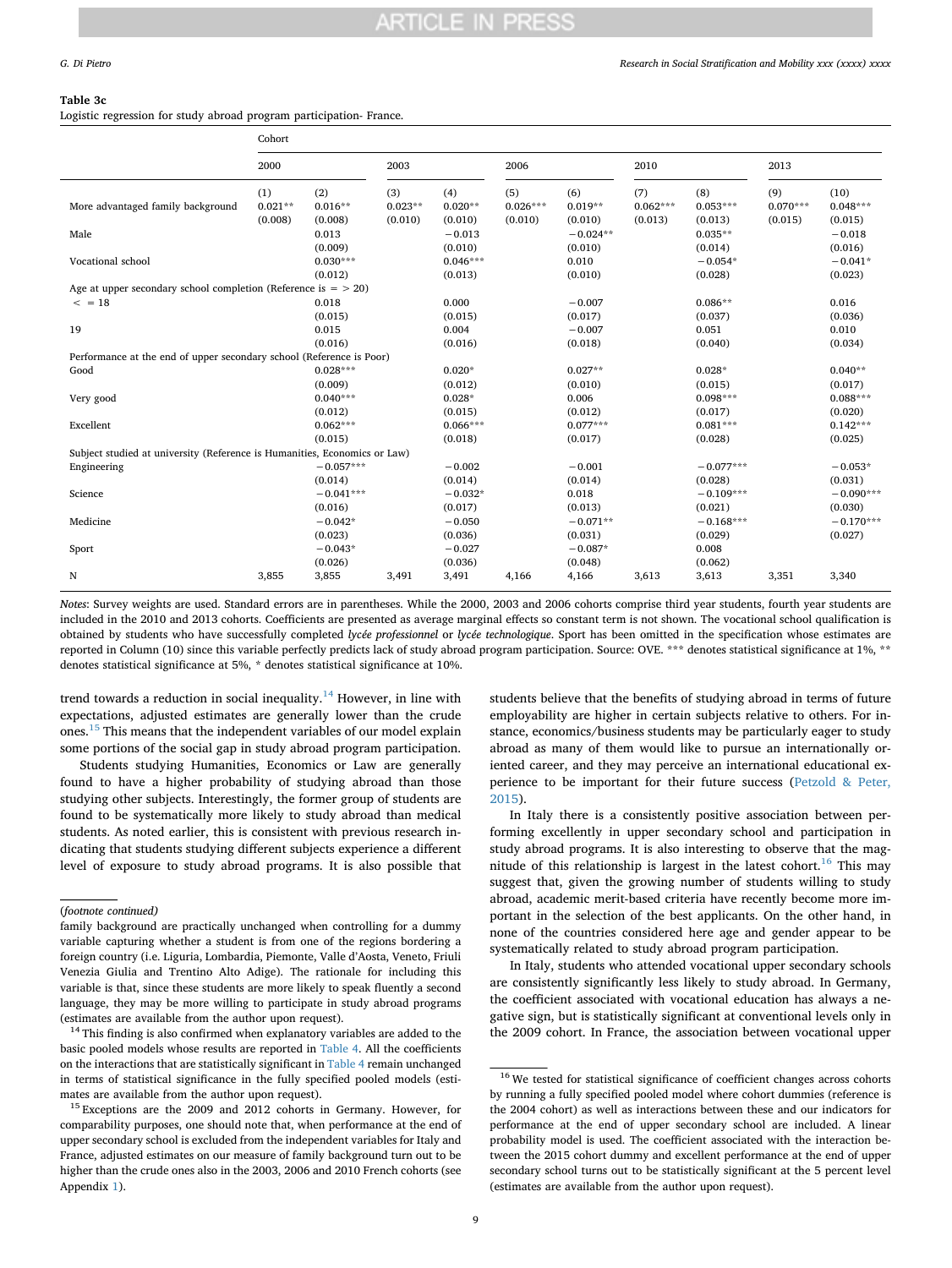**Table 3c**
Logistic regression for study abroad program participation- France.

| | Cohort | | | | | | | | | |
|---|---|---|---|---|---|---|---|---|---|---|
| | 2000 | | 2003 | | 2006 | | 2010 | | 2013 | |
| | (1) | (2) | (3) | (4) | (5) | (6) | (7) | (8) | (9) | (10) |
| More advantaged family background | 0.021** | 0.016** | 0.023** | 0.020** | 0.026*** | 0.019** | 0.062*** | 0.053*** | 0.070*** | 0.048*** |
| | (0.008) | (0.008) | (0.010) | (0.010) | (0.010) | (0.010) | (0.013) | (0.013) | (0.015) | (0.015) |
| Male | | 0.013 | | −0.013 | | −0.024** | | 0.035** | | −0.018 |
| | | (0.009) | | (0.010) | | (0.010) | | (0.014) | | (0.016) |
| Vocational school | | 0.030*** | | 0.046*** | | 0.010 | | −0.054* | | −0.041* |
| | | (0.012) | | (0.013) | | (0.010) | | (0.028) | | (0.023) |
| Age at upper secondary school completion (Reference is = > 20) | | | | | | | | | | |
| < = 18 | | 0.018 | | 0.000 | | −0.007 | | 0.086** | | 0.016 |
| | | (0.015) | | (0.015) | | (0.017) | | (0.037) | | (0.036) |
| 19 | | 0.015 | | 0.004 | | −0.007 | | 0.051 | | 0.010 |
| | | (0.016) | | (0.016) | | (0.018) | | (0.040) | | (0.034) |
| Performance at the end of upper secondary school (Reference is Poor) | | | | | | | | | | |
| Good | | 0.028*** | | 0.020* | | 0.027** | | 0.028* | | 0.040** |
| | | (0.009) | | (0.012) | | (0.010) | | (0.015) | | (0.017) |
| Very good | | 0.040*** | | 0.028* | | 0.006 | | 0.098*** | | 0.088*** |
| | | (0.012) | | (0.015) | | (0.012) | | (0.017) | | (0.020) |
| Excellent | | 0.062*** | | 0.066*** | | 0.077*** | | 0.081*** | | 0.142*** |
| | | (0.015) | | (0.018) | | (0.017) | | (0.028) | | (0.025) |
| Subject studied at university (Reference is Humanities, Economics or Law) | | | | | | | | | | |
| Engineering | | −0.057*** | | −0.002 | | −0.001 | | −0.077*** | | −0.053* |
| | | (0.014) | | (0.014) | | (0.014) | | (0.028) | | (0.031) |
| Science | | −0.041*** | | −0.032* | | 0.018 | | −0.109*** | | −0.090*** |
| | | (0.016) | | (0.017) | | (0.013) | | (0.021) | | (0.030) |
| Medicine | | −0.042* | | −0.050 | | −0.071** | | −0.168*** | | −0.170*** |
| | | (0.023) | | (0.036) | | (0.031) | | (0.029) | | (0.027) |
| Sport | | −0.043* | | −0.027 | | −0.087* | | 0.008 | | |
| | | (0.026) | | (0.036) | | (0.048) | | (0.062) | | |
| N | 3,855 | 3,855 | 3,491 | 3,491 | 4,166 | 4,166 | 3,613 | 3,613 | 3,351 | 3,340 |

*Notes*: Survey weights are used. Standard errors are in parentheses. While the 2000, 2003 and 2006 cohorts comprise third year students, fourth year students are included in the 2010 and 2013 cohorts. Coefficients are presented as average marginal effects so constant term is not shown. The vocational school qualification is obtained by students who have successfully completed *lycée professionnel* or *lycée technologique*. Sport has been omitted in the specification whose estimates are reported in Column (10) since this variable perfectly predicts lack of study abroad program participation. Source: OVE. *** denotes statistical significance at 1%, ** denotes statistical significance at 5%, * denotes statistical significance at 10%.

trend towards a reduction in social inequality.[14] However, in line with expectations, adjusted estimates are generally lower than the crude ones.[15] This means that the independent variables of our model explain some portions of the social gap in study abroad program participation.

Students studying Humanities, Economics or Law are generally found to have a higher probability of studying abroad than those studying other subjects. Interestingly, the former group of students are found to be systematically more likely to study abroad than medical students. As noted earlier, this is consistent with previous research indicating that students studying different subjects experience a different level of exposure to study abroad programs. It is also possible that students believe that the benefits of studying abroad in terms of future employability are higher in certain subjects relative to others. For instance, economics/business students may be particularly eager to study abroad as many of them would like to pursue an internationally oriented career, and they may perceive an international educational experience to be important for their future success (Petzold & Peter, 2015).

In Italy there is a consistently positive association between performing excellently in upper secondary school and participation in study abroad programs. It is also interesting to observe that the magnitude of this relationship is largest in the latest cohort.[16] This may suggest that, given the growing number of students willing to study abroad, academic merit-based criteria have recently become more important in the selection of the best applicants. On the other hand, in none of the countries considered here age and gender appear to be systematically related to study abroad program participation.

In Italy, students who attended vocational upper secondary schools are consistently significantly less likely to study abroad. In Germany, the coefficient associated with vocational education has always a negative sign, but is statistically significant at conventional levels only in the 2009 cohort. In France, the association between vocational upper

(*footnote continued*)
family background are practically unchanged when controlling for a dummy variable capturing whether a student is from one of the regions bordering a foreign country (i.e. Liguria, Lombardia, Piemonte, Valle d'Aosta, Veneto, Friuli Venezia Giulia and Trentino Alto Adige). The rationale for including this variable is that, since these students are more likely to speak fluently a second language, they may be more willing to participate in study abroad programs (estimates are available from the author upon request).

[14] This finding is also confirmed when explanatory variables are added to the basic pooled models whose results are reported in Table 4. All the coefficients on the interactions that are statistically significant in Table 4 remain unchanged in terms of statistical significance in the fully specified pooled models (estimates are available from the author upon request).

[15] Exceptions are the 2009 and 2012 cohorts in Germany. However, for comparability purposes, one should note that, when performance at the end of upper secondary school is excluded from the independent variables for Italy and France, adjusted estimates on our measure of family background turn out to be higher than the crude ones also in the 2003, 2006 and 2010 French cohorts (see Appendix 1).

[16] We tested for statistical significance of coefficient changes across cohorts by running a fully specified pooled model where cohort dummies (reference is the 2004 cohort) as well as interactions between these and our indicators for performance at the end of upper secondary school are included. A linear probability model is used. The coefficient associated with the interaction between the 2015 cohort dummy and excellent performance at the end of upper secondary school turns out to be statistically significant at the 5 percent level (estimates are available from the author upon request).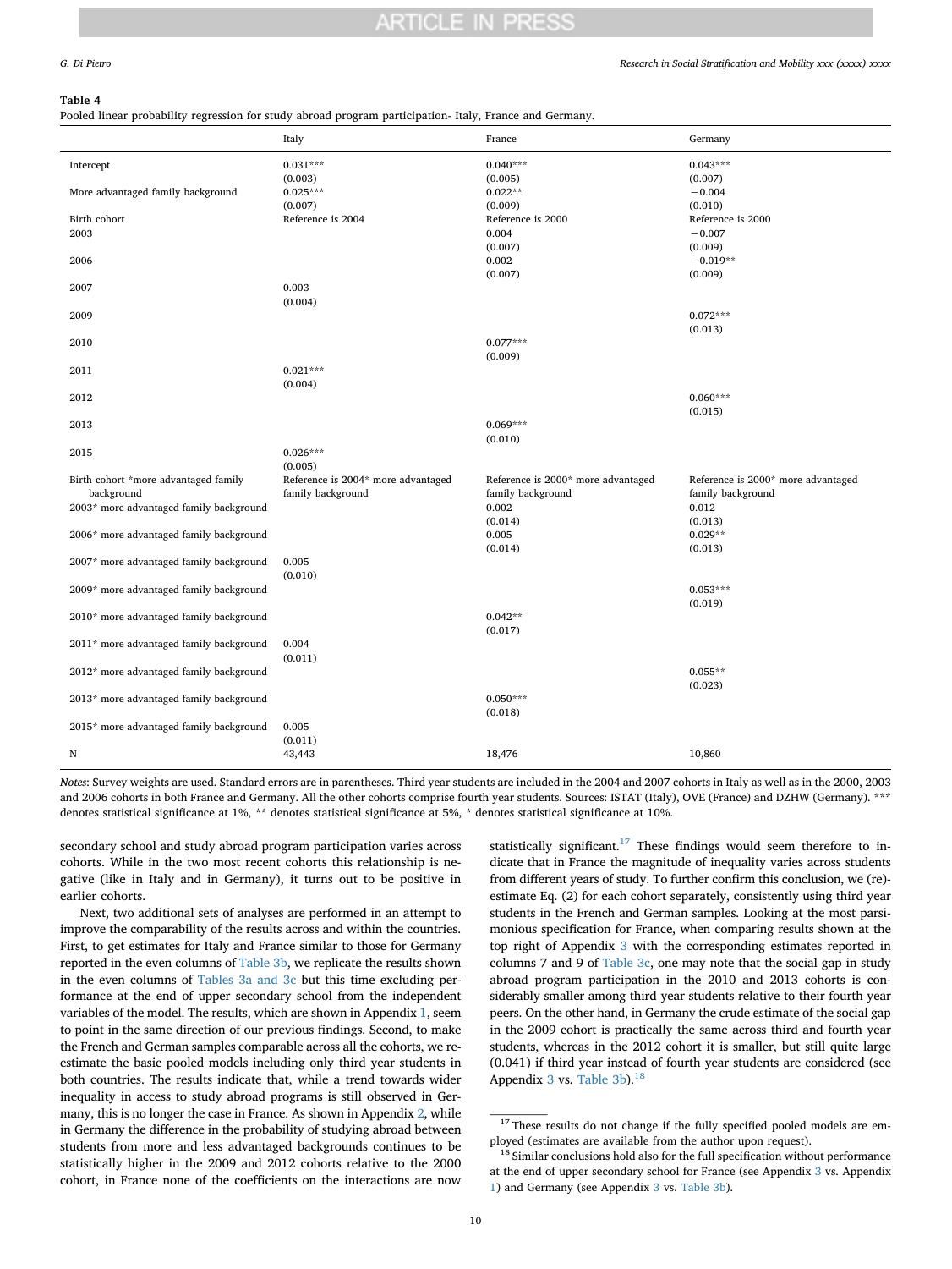**Table 4**
Pooled linear probability regression for study abroad program participation- Italy, France and Germany.

| | Italy | France | Germany |
|---|---|---|---|
| Intercept | 0.031*** | 0.040*** | 0.043*** |
| | (0.003) | (0.005) | (0.007) |
| More advantaged family background | 0.025*** | 0.022** | −0.004 |
| | (0.007) | (0.009) | (0.010) |
| Birth cohort | Reference is 2004 | Reference is 2000 | Reference is 2000 |
| 2003 | | 0.004 | −0.007 |
| | | (0.007) | (0.009) |
| 2006 | | 0.002 | −0.019** |
| | | (0.007) | (0.009) |
| 2007 | 0.003 | | |
| | (0.004) | | |
| 2009 | | | 0.072*** |
| | | | (0.013) |
| 2010 | | 0.077*** | |
| | | (0.009) | |
| 2011 | 0.021*** | | |
| | (0.004) | | |
| 2012 | | | 0.060*** |
| | | | (0.015) |
| 2013 | | 0.069*** | |
| | | (0.010) | |
| 2015 | 0.026*** | | |
| | (0.005) | | |
| Birth cohort *more advantaged family background | Reference is 2004* more advantaged family background | Reference is 2000* more advantaged family background | Reference is 2000* more advantaged family background |
| 2003* more advantaged family background | | 0.002 | 0.012 |
| | | (0.014) | (0.013) |
| 2006* more advantaged family background | | 0.005 | 0.029** |
| | | (0.014) | (0.013) |
| 2007* more advantaged family background | 0.005 | | |
| | (0.010) | | |
| 2009* more advantaged family background | | | 0.053*** |
| | | | (0.019) |
| 2010* more advantaged family background | | 0.042** | |
| | | (0.017) | |
| 2011* more advantaged family background | 0.004 | | |
| | (0.011) | | |
| 2012* more advantaged family background | | | 0.055** |
| | | | (0.023) |
| 2013* more advantaged family background | | 0.050*** | |
| | | (0.018) | |
| 2015* more advantaged family background | 0.005 | | |
| | (0.011) | | |
| N | 43,443 | 18,476 | 10,860 |

*Notes*: Survey weights are used. Standard errors are in parentheses. Third year students are included in the 2004 and 2007 cohorts in Italy as well as in the 2000, 2003 and 2006 cohorts in both France and Germany. All the other cohorts comprise fourth year students. Sources: ISTAT (Italy), OVE (France) and DZHW (Germany). *** denotes statistical significance at 1%, ** denotes statistical significance at 5%, * denotes statistical significance at 10%.

secondary school and study abroad program participation varies across cohorts. While in the two most recent cohorts this relationship is negative (like in Italy and in Germany), it turns out to be positive in earlier cohorts.

Next, two additional sets of analyses are performed in an attempt to improve the comparability of the results across and within the countries. First, to get estimates for Italy and France similar to those for Germany reported in the even columns of Table 3b, we replicate the results shown in the even columns of Tables 3a and 3c but this time excluding performance at the end of upper secondary school from the independent variables of the model. The results, which are shown in Appendix 1, seem to point in the same direction of our previous findings. Second, to make the French and German samples comparable across all the cohorts, we re-estimate the basic pooled models including only third year students in both countries. The results indicate that, while a trend towards wider inequality in access to study abroad programs is still observed in Germany, this is no longer the case in France. As shown in Appendix 2, while in Germany the difference in the probability of studying abroad between students from more and less advantaged backgrounds continues to be statistically higher in the 2009 and 2012 cohorts relative to the 2000 cohort, in France none of the coefficients on the interactions are now statistically significant.[17] These findings would seem therefore to indicate that in France the magnitude of inequality varies across students from different years of study. To further confirm this conclusion, we (re)-estimate Eq. (2) for each cohort separately, consistently using third year students in the French and German samples. Looking at the most parsimonious specification for France, when comparing results shown at the top right of Appendix 3 with the corresponding estimates reported in columns 7 and 9 of Table 3c, one may note that the social gap in study abroad program participation in the 2010 and 2013 cohorts is considerably smaller among third year students relative to their fourth year peers. On the other hand, in Germany the crude estimate of the social gap in the 2009 cohort is practically the same across third and fourth year students, whereas in the 2012 cohort it is smaller, but still quite large (0.041) if third year instead of fourth year students are considered (see Appendix 3 vs. Table 3b).[18]

[17] These results do not change if the fully specified pooled models are employed (estimates are available from the author upon request).

[18] Similar conclusions hold also for the full specification without performance at the end of upper secondary school for France (see Appendix 3 vs. Appendix 1) and Germany (see Appendix 3 vs. Table 3b).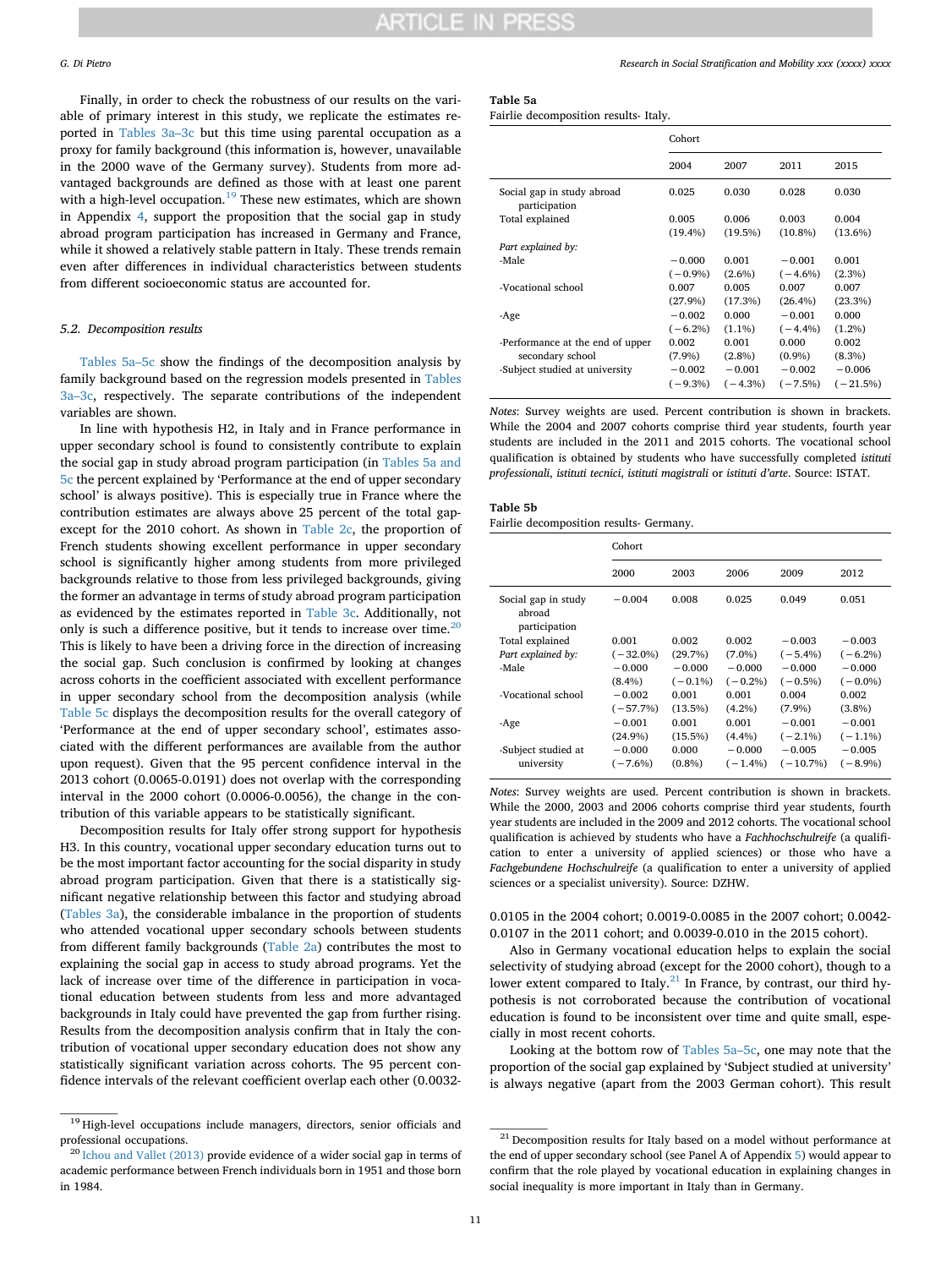Finally, in order to check the robustness of our results on the variable of primary interest in this study, we replicate the estimates reported in Tables 3a–3c but this time using parental occupation as a proxy for family background (this information is, however, unavailable in the 2000 wave of the Germany survey). Students from more advantaged backgrounds are defined as those with at least one parent with a high-level occupation.[19] These new estimates, which are shown in Appendix 4, support the proposition that the social gap in study abroad program participation has increased in Germany and France, while it showed a relatively stable pattern in Italy. These trends remain even after differences in individual characteristics between students from different socioeconomic status are accounted for.

### 5.2. Decomposition results

Tables 5a–5c show the findings of the decomposition analysis by family background based on the regression models presented in Tables 3a–3c, respectively. The separate contributions of the independent variables are shown.

In line with hypothesis H2, in Italy and in France performance in upper secondary school is found to consistently contribute to explain the social gap in study abroad program participation (in Tables 5a and 5c the percent explained by 'Performance at the end of upper secondary school' is always positive). This is especially true in France where the contribution estimates are always above 25 percent of the total gap-except for the 2010 cohort. As shown in Table 2c, the proportion of French students showing excellent performance in upper secondary school is significantly higher among students from more privileged backgrounds relative to those from less privileged backgrounds, giving the former an advantage in terms of study abroad program participation as evidenced by the estimates reported in Table 3c. Additionally, not only is such a difference positive, but it tends to increase over time.[20] This is likely to have been a driving force in the direction of increasing the social gap. Such conclusion is confirmed by looking at changes across cohorts in the coefficient associated with excellent performance in upper secondary school from the decomposition analysis (while Table 5c displays the decomposition results for the overall category of 'Performance at the end of upper secondary school', estimates associated with the different performances are available from the author upon request). Given that the 95 percent confidence interval in the 2013 cohort (0.0065-0.0191) does not overlap with the corresponding interval in the 2000 cohort (0.0006-0.0056), the change in the contribution of this variable appears to be statistically significant.

Decomposition results for Italy offer strong support for hypothesis H3. In this country, vocational upper secondary education turns out to be the most important factor accounting for the social disparity in study abroad program participation. Given that there is a statistically significant negative relationship between this factor and studying abroad (Tables 3a), the considerable imbalance in the proportion of students who attended vocational upper secondary schools between students from different family backgrounds (Table 2a) contributes the most to explaining the social gap in access to study abroad programs. Yet the lack of increase over time of the difference in participation in vocational education between students from less and more advantaged backgrounds in Italy could have prevented the gap from further rising. Results from the decomposition analysis confirm that in Italy the contribution of vocational upper secondary education does not show any statistically significant variation across cohorts. The 95 percent confidence intervals of the relevant coefficient overlap each other (0.0032-0.0105 in the 2004 cohort; 0.0019-0.0085 in the 2007 cohort; 0.0042-0.0107 in the 2011 cohort; and 0.0039-0.010 in the 2015 cohort).

Also in Germany vocational education helps to explain the social selectivity of studying abroad (except for the 2000 cohort), though to a lower extent compared to Italy.[21] In France, by contrast, our third hypothesis is not corroborated because the contribution of vocational education is found to be inconsistent over time and quite small, especially in most recent cohorts.

Looking at the bottom row of Tables 5a–5c, one may note that the proportion of the social gap explained by 'Subject studied at university' is always negative (apart from the 2003 German cohort). This result

**Table 5a**
Fairlie decomposition results- Italy.

| | Cohort | | | |
|---|---|---|---|---|
| | 2004 | 2007 | 2011 | 2015 |
| Social gap in study abroad participation | 0.025 | 0.030 | 0.028 | 0.030 |
| Total explained | 0.005 (19.4%) | 0.006 (19.5%) | 0.003 (10.8%) | 0.004 (13.6%) |
| *Part explained by:* | | | | |
| -Male | −0.000 (−0.9%) | 0.001 (2.6%) | −0.001 (−4.6%) | 0.001 (2.3%) |
| -Vocational school | 0.007 (27.9%) | 0.005 (17.3%) | 0.007 (26.4%) | 0.007 (23.3%) |
| -Age | −0.002 (−6.2%) | 0.000 (1.1%) | −0.001 (−4.4%) | 0.000 (1.2%) |
| -Performance at the end of upper secondary school | 0.002 (7.9%) | 0.001 (2.8%) | 0.000 (0.9%) | 0.002 (8.3%) |
| -Subject studied at university | −0.002 (−9.3%) | −0.001 (−4.3%) | −0.002 (−7.5%) | −0.006 (−21.5%) |

*Notes*: Survey weights are used. Percent contribution is shown in brackets. While the 2004 and 2007 cohorts comprise third year students, fourth year students are included in the 2011 and 2015 cohorts. The vocational school qualification is obtained by students who have successfully completed *istituti professionali*, *istituti tecnici*, *istituti magistrali* or *istituti d'arte*. Source: ISTAT.

**Table 5b**
Fairlie decomposition results- Germany.

| | Cohort | | | | |
|---|---|---|---|---|---|
| | 2000 | 2003 | 2006 | 2009 | 2012 |
| Social gap in study abroad participation | −0.004 | 0.008 | 0.025 | 0.049 | 0.051 |
| Total explained | 0.001 (−32.0%) | 0.002 (29.7%) | 0.002 (7.0%) | −0.003 (−5.4%) | −0.003 (−6.2%) |
| *Part explained by:* | | | | | |
| -Male | −0.000 (8.4%) | −0.000 (−0.1%) | −0.000 (−0.2%) | −0.000 (−0.5%) | −0.000 (−0.0%) |
| -Vocational school | −0.002 (−57.7%) | 0.001 (13.5%) | 0.001 (4.2%) | 0.004 (7.9%) | 0.002 (3.8%) |
| -Age | −0.001 (24.9%) | 0.001 (15.5%) | 0.001 (4.4%) | −0.001 (−2.1%) | −0.001 (−1.1%) |
| -Subject studied at university | −0.000 (−7.6%) | 0.000 (0.8%) | −0.000 (−1.4%) | −0.005 (−10.7%) | −0.005 (−8.9%) |

*Notes*: Survey weights are used. Percent contribution is shown in brackets. While the 2000, 2003 and 2006 cohorts comprise third year students, fourth year students are included in the 2009 and 2012 cohorts. The vocational school qualification is achieved by students who have a *Fachhochschulreife* (a qualification to enter a university of applied sciences) or those who have a *Fachgebundene Hochschulreife* (a qualification to enter a university of applied sciences or a specialist university). Source: DZHW.

---

[19] High-level occupations include managers, directors, senior officials and professional occupations.

[20] Ichou and Vallet (2013) provide evidence of a wider social gap in terms of academic performance between French individuals born in 1951 and those born in 1984.

[21] Decomposition results for Italy based on a model without performance at the end of upper secondary school (see Panel A of Appendix 5) would appear to confirm that the role played by vocational education in explaining changes in social inequality is more important in Italy than in Germany.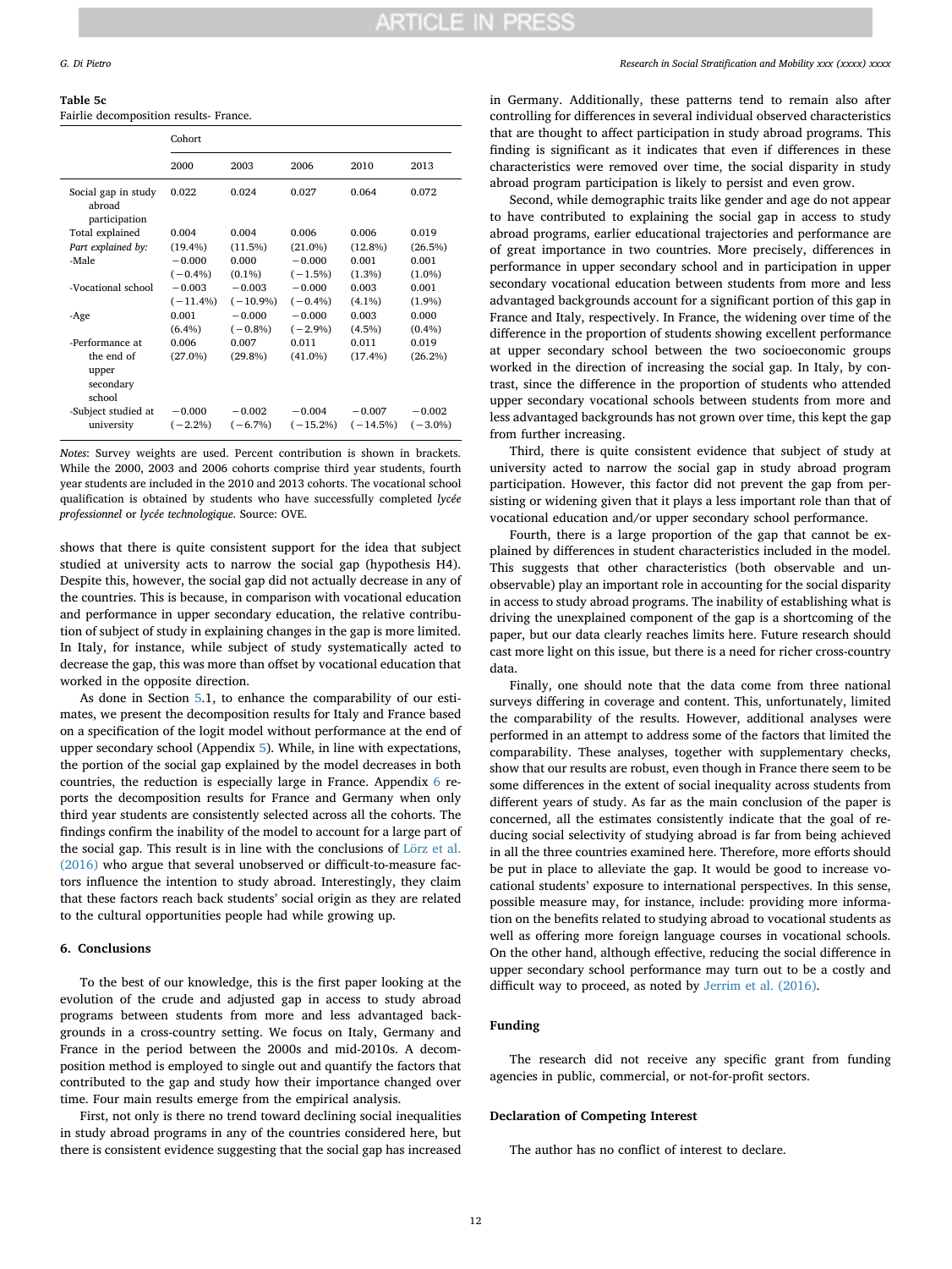**Table 5c**
Fairlie decomposition results- France.

| | Cohort | | | | |
|---|---|---|---|---|---|
| | 2000 | 2003 | 2006 | 2010 | 2013 |
| Social gap in study abroad participation | 0.022 | 0.024 | 0.027 | 0.064 | 0.072 |
| Total explained | 0.004 (19.4%) | 0.004 (11.5%) | 0.006 (21.0%) | 0.006 (12.8%) | 0.019 (26.5%) |
| *Part explained by:* | | | | | |
| -Male | −0.000 (−0.4%) | 0.000 (0.1%) | −0.000 (−1.5%) | 0.001 (1.3%) | 0.001 (1.0%) |
| -Vocational school | −0.003 (−11.4%) | −0.003 (−10.9%) | −0.000 (−0.4%) | 0.003 (4.1%) | 0.001 (1.9%) |
| -Age | 0.001 (6.4%) | −0.000 (−0.8%) | −0.000 (−2.9%) | 0.003 (4.5%) | 0.000 (0.4%) |
| -Performance at the end of upper secondary school | 0.006 (27.0%) | 0.007 (29.8%) | 0.011 (41.0%) | 0.011 (17.4%) | 0.019 (26.2%) |
| -Subject studied at university | −0.000 (−2.2%) | −0.002 (−6.7%) | −0.004 (−15.2%) | −0.007 (−14.5%) | −0.002 (−3.0%) |

*Notes*: Survey weights are used. Percent contribution is shown in brackets. While the 2000, 2003 and 2006 cohorts comprise third year students, fourth year students are included in the 2010 and 2013 cohorts. The vocational school qualification is obtained by students who have successfully completed *lycée professionnel* or *lycée technologique*. Source: OVE.

shows that there is quite consistent support for the idea that subject studied at university acts to narrow the social gap (hypothesis H4). Despite this, however, the social gap did not actually decrease in any of the countries. This is because, in comparison with vocational education and performance in upper secondary education, the relative contribution of subject of study in explaining changes in the gap is more limited. In Italy, for instance, while subject of study systematically acted to decrease the gap, this was more than offset by vocational education that worked in the opposite direction.

As done in Section 5.1, to enhance the comparability of our estimates, we present the decomposition results for Italy and France based on a specification of the logit model without performance at the end of upper secondary school (Appendix 5). While, in line with expectations, the portion of the social gap explained by the model decreases in both countries, the reduction is especially large in France. Appendix 6 reports the decomposition results for France and Germany when only third year students are consistently selected across all the cohorts. The findings confirm the inability of the model to account for a large part of the social gap. This result is in line with the conclusions of Lörz et al. (2016) who argue that several unobserved or difficult-to-measure factors influence the intention to study abroad. Interestingly, they claim that these factors reach back students' social origin as they are related to the cultural opportunities people had while growing up.

## 6. Conclusions

To the best of our knowledge, this is the first paper looking at the evolution of the crude and adjusted gap in access to study abroad programs between students from more and less advantaged backgrounds in a cross-country setting. We focus on Italy, Germany and France in the period between the 2000s and mid-2010s. A decomposition method is employed to single out and quantify the factors that contributed to the gap and study how their importance changed over time. Four main results emerge from the empirical analysis.

First, not only is there no trend toward declining social inequalities in study abroad programs in any of the countries considered here, but there is consistent evidence suggesting that the social gap has increased in Germany. Additionally, these patterns tend to remain also after controlling for differences in several individual observed characteristics that are thought to affect participation in study abroad programs. This finding is significant as it indicates that even if differences in these characteristics were removed over time, the social disparity in study abroad program participation is likely to persist and even grow.

Second, while demographic traits like gender and age do not appear to have contributed to explaining the social gap in access to study abroad programs, earlier educational trajectories and performance are of great importance in two countries. More precisely, differences in performance in upper secondary school and in participation in upper secondary vocational education between students from more and less advantaged backgrounds account for a significant portion of this gap in France and Italy, respectively. In France, the widening over time of the difference in the proportion of students showing excellent performance at upper secondary school between the two socioeconomic groups worked in the direction of increasing the social gap. In Italy, by contrast, since the difference in the proportion of students who attended upper secondary vocational schools between students from more and less advantaged backgrounds has not grown over time, this kept the gap from further increasing.

Third, there is quite consistent evidence that subject of study at university acted to narrow the social gap in study abroad program participation. However, this factor did not prevent the gap from persisting or widening given that it plays a less important role than that of vocational education and/or upper secondary school performance.

Fourth, there is a large proportion of the gap that cannot be explained by differences in student characteristics included in the model. This suggests that other characteristics (both observable and unobservable) play an important role in accounting for the social disparity in access to study abroad programs. The inability of establishing what is driving the unexplained component of the gap is a shortcoming of the paper, but our data clearly reaches limits here. Future research should cast more light on this issue, but there is a need for richer cross-country data.

Finally, one should note that the data come from three national surveys differing in coverage and content. This, unfortunately, limited the comparability of the results. However, additional analyses were performed in an attempt to address some of the factors that limited the comparability. These analyses, together with supplementary checks, show that our results are robust, even though in France there seem to be some differences in the extent of social inequality across students from different years of study. As far as the main conclusion of the paper is concerned, all the estimates consistently indicate that the goal of reducing social selectivity of studying abroad is far from being achieved in all the three countries examined here. Therefore, more efforts should be put in place to alleviate the gap. It would be good to increase vocational students' exposure to international perspectives. In this sense, possible measure may, for instance, include: providing more information on the benefits related to studying abroad to vocational students as well as offering more foreign language courses in vocational schools. On the other hand, although effective, reducing the social difference in upper secondary school performance may turn out to be a costly and difficult way to proceed, as noted by Jerrim et al. (2016).

## Funding

The research did not receive any specific grant from funding agencies in public, commercial, or not-for-profit sectors.

## Declaration of Competing Interest

The author has no conflict of interest to declare.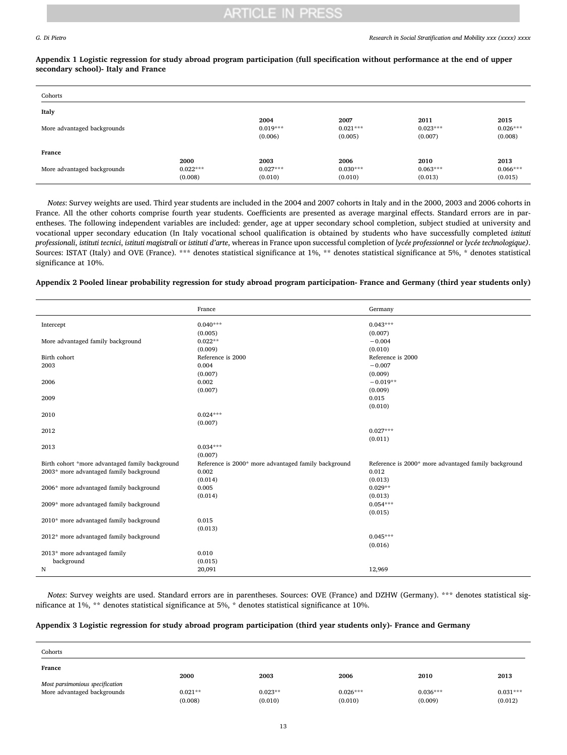**Appendix 1 Logistic regression for study abroad program participation (full specification without performance at the end of upper secondary school)- Italy and France**

| Cohorts | | | | | |
|---|---|---|---|---|---|
| **Italy** | | | | | |
| | | **2004** | **2007** | **2011** | **2015** |
| More advantaged backgrounds | | 0.019*** | 0.021*** | 0.023*** | 0.026*** |
| | | (0.006) | (0.005) | (0.007) | (0.008) |
| **France** | | | | | |
| | **2000** | **2003** | **2006** | **2010** | **2013** |
| More advantaged backgrounds | 0.022*** | 0.027*** | 0.030*** | 0.063*** | 0.066*** |
| | (0.008) | (0.010) | (0.010) | (0.013) | (0.015) |

*Notes*: Survey weights are used. Third year students are included in the 2004 and 2007 cohorts in Italy and in the 2000, 2003 and 2006 cohorts in France. All the other cohorts comprise fourth year students. Coefficients are presented as average marginal effects. Standard errors are in parentheses. The following independent variables are included: gender, age at upper secondary school completion, subject studied at university and vocational upper secondary education (In Italy vocational school qualification is obtained by students who have successfully completed *istituti professionali*, *istituti tecnici*, *istituti magistrali* or *istituti d'arte*, whereas in France upon successful completion of *lycée professionnel* or *lycée technologique)*. Sources: ISTAT (Italy) and OVE (France). *** denotes statistical significance at 1%, ** denotes statistical significance at 5%, * denotes statistical significance at 10%.

**Appendix 2 Pooled linear probability regression for study abroad program participation- France and Germany (third year students only)**

| | France | Germany |
|---|---|---|
| Intercept | 0.040*** | 0.043*** |
| | (0.005) | (0.007) |
| More advantaged family background | 0.022** | −0.004 |
| | (0.009) | (0.010) |
| Birth cohort | Reference is 2000 | Reference is 2000 |
| 2003 | 0.004 | −0.007 |
| | (0.007) | (0.009) |
| 2006 | 0.002 | −0.019** |
| | (0.007) | (0.009) |
| 2009 | | 0.015 |
| | | (0.010) |
| 2010 | 0.024*** | |
| | (0.007) | |
| 2012 | | 0.027*** |
| | | (0.011) |
| 2013 | 0.034*** | |
| | (0.007) | |
| Birth cohort *more advantaged family background | Reference is 2000* more advantaged family background | Reference is 2000* more advantaged family background |
| 2003* more advantaged family background | 0.002 | 0.012 |
| | (0.014) | (0.013) |
| 2006* more advantaged family background | 0.005 | 0.029** |
| | (0.014) | (0.013) |
| 2009* more advantaged family background | | 0.054*** |
| | | (0.015) |
| 2010* more advantaged family background | 0.015 | |
| | (0.013) | |
| 2012* more advantaged family background | | 0.045*** |
| | | (0.016) |
| 2013* more advantaged family background | 0.010 | |
| | (0.015) | |
| N | 20,091 | 12,969 |

*Notes*: Survey weights are used. Standard errors are in parentheses. Sources: OVE (France) and DZHW (Germany). *** denotes statistical significance at 1%, ** denotes statistical significance at 5%, * denotes statistical significance at 10%.

**Appendix 3 Logistic regression for study abroad program participation (third year students only)- France and Germany**

| Cohorts | | | | | |
|---|---|---|---|---|---|
| **France** | | | | | |
| | **2000** | **2003** | **2006** | **2010** | **2013** |
| *Most parsimonious specification* | | | | | |
| More advantaged backgrounds | 0.021** | 0.023** | 0.026*** | 0.036*** | 0.031*** |
| | (0.008) | (0.010) | (0.010) | (0.009) | (0.012) |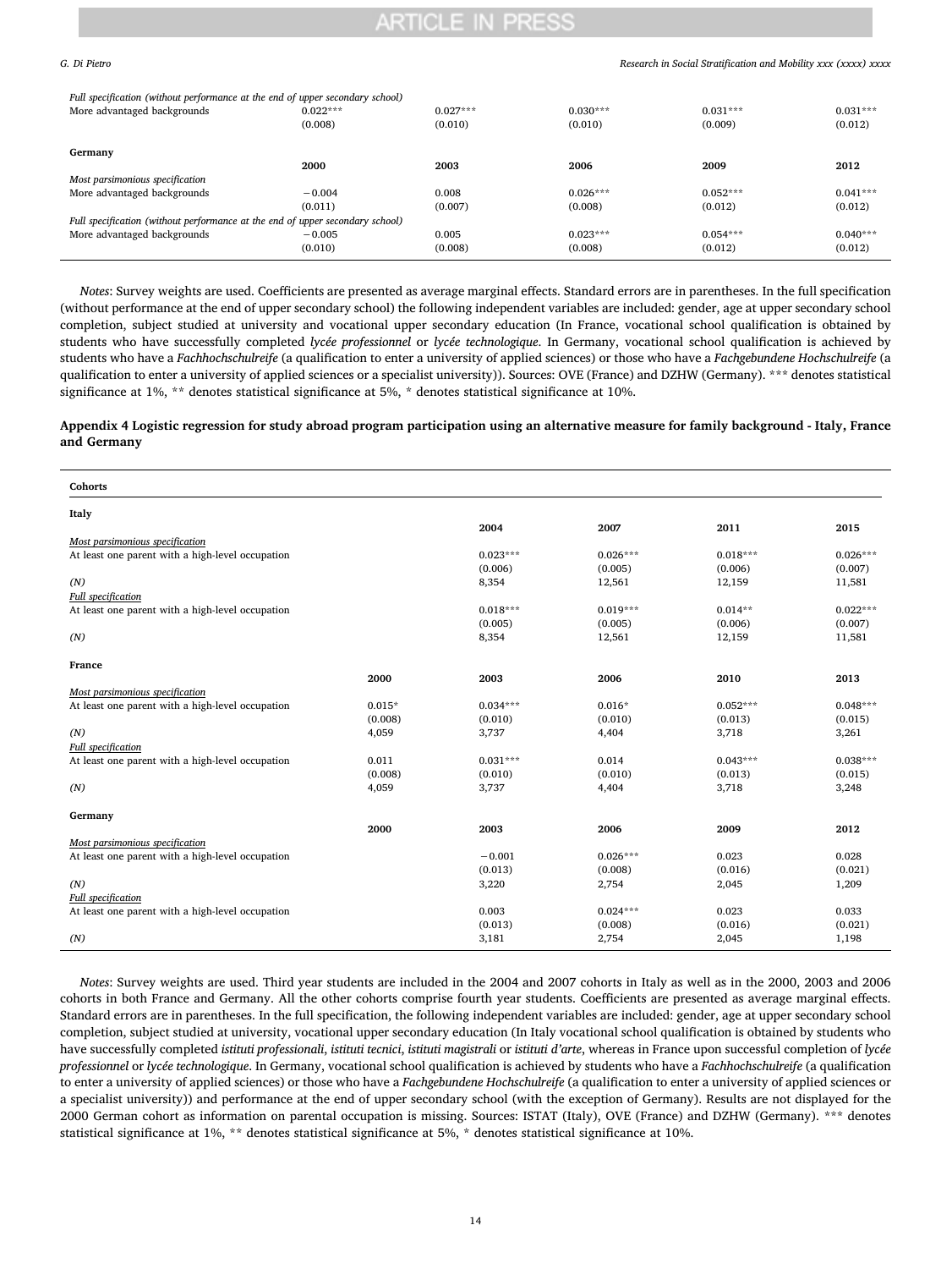| | | | | | |
|---|---|---|---|---|---|
| *Full specification (without performance at the end of upper secondary school)* | | | | | |
| More advantaged backgrounds | 0.022*** | 0.027*** | 0.030*** | 0.031*** | 0.031*** |
| | (0.008) | (0.010) | (0.010) | (0.009) | (0.012) |
| **Germany** | | | | | |
| | **2000** | **2003** | **2006** | **2009** | **2012** |
| *Most parsimonious specification* | | | | | |
| More advantaged backgrounds | −0.004 | 0.008 | 0.026*** | 0.052*** | 0.041*** |
| | (0.011) | (0.007) | (0.008) | (0.012) | (0.012) |
| *Full specification (without performance at the end of upper secondary school)* | | | | | |
| More advantaged backgrounds | −0.005 | 0.005 | 0.023*** | 0.054*** | 0.040*** |
| | (0.010) | (0.008) | (0.008) | (0.012) | (0.012) |

*Notes*: Survey weights are used. Coefficients are presented as average marginal effects. Standard errors are in parentheses. In the full specification (without performance at the end of upper secondary school) the following independent variables are included: gender, age at upper secondary school completion, subject studied at university and vocational upper secondary education (In France, vocational school qualification is obtained by students who have successfully completed *lycée professionnel* or *lycée technologique*. In Germany, vocational school qualification is achieved by students who have a *Fachhochschulreife* (a qualification to enter a university of applied sciences) or those who have a *Fachgebundene Hochschulreife* (a qualification to enter a university of applied sciences or a specialist university)). Sources: OVE (France) and DZHW (Germany). *** denotes statistical significance at 1%, ** denotes statistical significance at 5%, * denotes statistical significance at 10%.

### Appendix 4 Logistic regression for study abroad program participation using an alternative measure for family background - Italy, France and Germany

| **Cohorts** | | | | | |
|---|---|---|---|---|---|
| **Italy** | | | | | |
| | | **2004** | **2007** | **2011** | **2015** |
| *Most parsimonious specification* | | | | | |
| At least one parent with a high-level occupation | | 0.023*** | 0.026*** | 0.018*** | 0.026*** |
| | | (0.006) | (0.005) | (0.006) | (0.007) |
| *(N)* | | 8,354 | 12,561 | 12,159 | 11,581 |
| *Full specification* | | | | | |
| At least one parent with a high-level occupation | | 0.018*** | 0.019*** | 0.014** | 0.022*** |
| | | (0.005) | (0.005) | (0.006) | (0.007) |
| *(N)* | | 8,354 | 12,561 | 12,159 | 11,581 |
| **France** | | | | | |
| | **2000** | **2003** | **2006** | **2010** | **2013** |
| *Most parsimonious specification* | | | | | |
| At least one parent with a high-level occupation | 0.015* | 0.034*** | 0.016* | 0.052*** | 0.048*** |
| | (0.008) | (0.010) | (0.010) | (0.013) | (0.015) |
| *(N)* | 4,059 | 3,737 | 4,404 | 3,718 | 3,261 |
| *Full specification* | | | | | |
| At least one parent with a high-level occupation | 0.011 | 0.031*** | 0.014 | 0.043*** | 0.038*** |
| | (0.008) | (0.010) | (0.010) | (0.013) | (0.015) |
| *(N)* | 4,059 | 3,737 | 4,404 | 3,718 | 3,248 |
| **Germany** | | | | | |
| | **2000** | **2003** | **2006** | **2009** | **2012** |
| *Most parsimonious specification* | | | | | |
| At least one parent with a high-level occupation | | −0.001 | 0.026*** | 0.023 | 0.028 |
| | | (0.013) | (0.008) | (0.016) | (0.021) |
| *(N)* | | 3,220 | 2,754 | 2,045 | 1,209 |
| *Full specification* | | | | | |
| At least one parent with a high-level occupation | | 0.003 | 0.024*** | 0.023 | 0.033 |
| | | (0.013) | (0.008) | (0.016) | (0.021) |
| *(N)* | | 3,181 | 2,754 | 2,045 | 1,198 |

*Notes*: Survey weights are used. Third year students are included in the 2004 and 2007 cohorts in Italy as well as in the 2000, 2003 and 2006 cohorts in both France and Germany. All the other cohorts comprise fourth year students. Coefficients are presented as average marginal effects. Standard errors are in parentheses. In the full specification, the following independent variables are included: gender, age at upper secondary school completion, subject studied at university, vocational upper secondary education (In Italy vocational school qualification is obtained by students who have successfully completed *istituti professionali*, *istituti tecnici*, *istituti magistrali* or *istituti d'arte*, whereas in France upon successful completion of *lycée professionnel* or *lycée technologique*. In Germany, vocational school qualification is achieved by students who have a *Fachhochschulreife* (a qualification to enter a university of applied sciences) or those who have a *Fachgebundene Hochschulreife* (a qualification to enter a university of applied sciences or a specialist university)) and performance at the end of upper secondary school (with the exception of Germany). Results are not displayed for the 2000 German cohort as information on parental occupation is missing. Sources: ISTAT (Italy), OVE (France) and DZHW (Germany). *** denotes statistical significance at 1%, ** denotes statistical significance at 5%, * denotes statistical significance at 10%.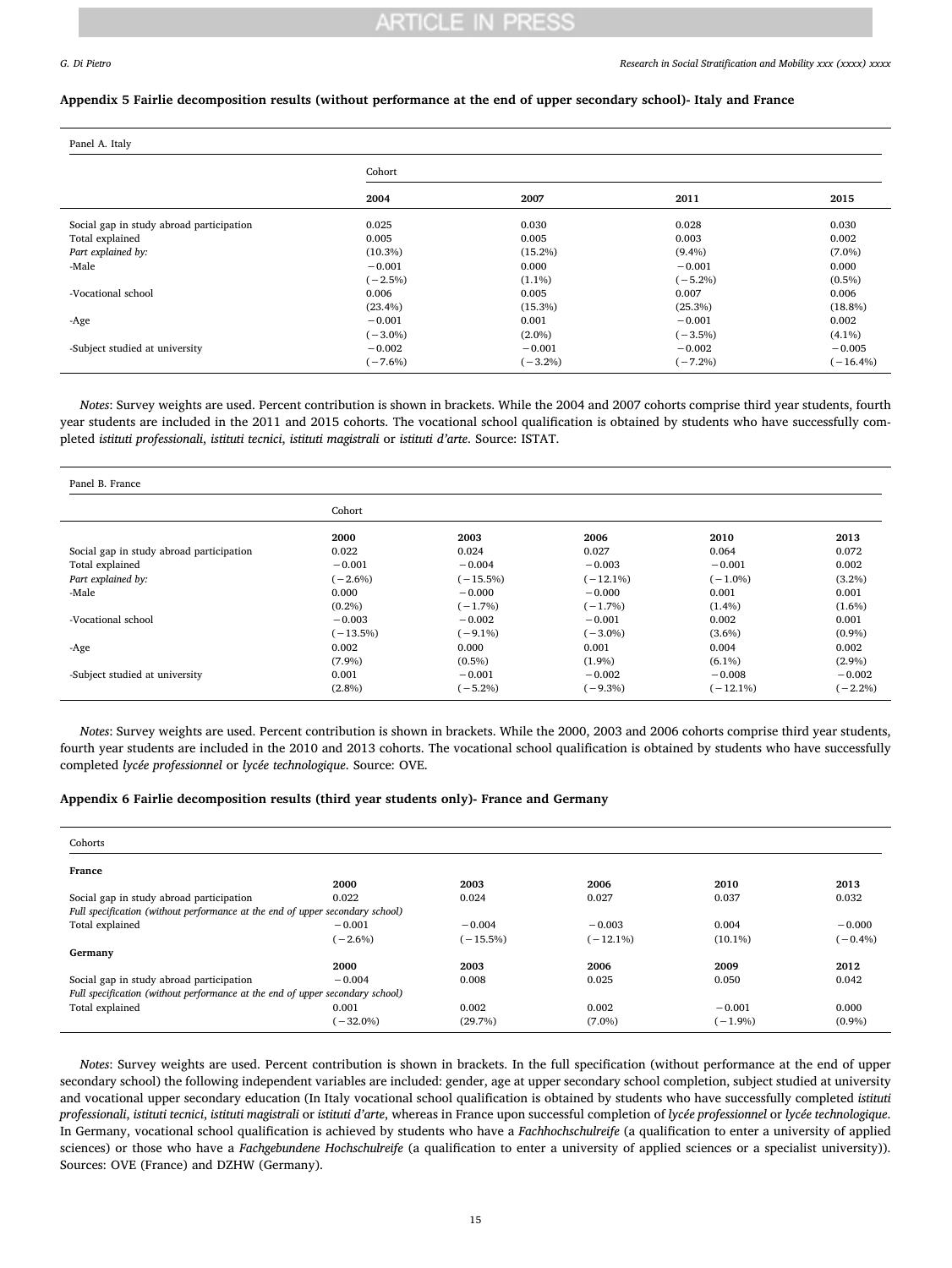### Appendix 5 Fairlie decomposition results (without performance at the end of upper secondary school)- Italy and France

| Panel A. Italy | | | | |
|---|---|---|---|---|
| | Cohort | | | |
| | **2004** | **2007** | **2011** | **2015** |
| Social gap in study abroad participation | 0.025 | 0.030 | 0.028 | 0.030 |
| Total explained | 0.005 | 0.005 | 0.003 | 0.002 |
| *Part explained by:* | (10.3%) | (15.2%) | (9.4%) | (7.0%) |
| -Male | −0.001 | 0.000 | −0.001 | 0.000 |
| | (−2.5%) | (1.1%) | (−5.2%) | (0.5%) |
| -Vocational school | 0.006 | 0.005 | 0.007 | 0.006 |
| | (23.4%) | (15.3%) | (25.3%) | (18.8%) |
| -Age | −0.001 | 0.001 | −0.001 | 0.002 |
| | (−3.0%) | (2.0%) | (−3.5%) | (4.1%) |
| -Subject studied at university | −0.002 | −0.001 | −0.002 | −0.005 |
| | (−7.6%) | (−3.2%) | (−7.2%) | (−16.4%) |

*Notes*: Survey weights are used. Percent contribution is shown in brackets. While the 2004 and 2007 cohorts comprise third year students, fourth year students are included in the 2011 and 2015 cohorts. The vocational school qualification is obtained by students who have successfully completed *istituti professionali*, *istituti tecnici*, *istituti magistrali* or *istituti d'arte*. Source: ISTAT.

| Panel B. France | | | | | |
|---|---|---|---|---|---|
| | Cohort | | | | |
| | **2000** | **2003** | **2006** | **2010** | **2013** |
| Social gap in study abroad participation | 0.022 | 0.024 | 0.027 | 0.064 | 0.072 |
| Total explained | −0.001 | −0.004 | −0.003 | −0.001 | 0.002 |
| *Part explained by:* | (−2.6%) | (−15.5%) | (−12.1%) | (−1.0%) | (3.2%) |
| -Male | 0.000 | −0.000 | −0.000 | 0.001 | 0.001 |
| | (0.2%) | (−1.7%) | (−1.7%) | (1.4%) | (1.6%) |
| -Vocational school | −0.003 | −0.002 | −0.001 | 0.002 | 0.001 |
| | (−13.5%) | (−9.1%) | (−3.0%) | (3.6%) | (0.9%) |
| -Age | 0.002 | 0.000 | 0.001 | 0.004 | 0.002 |
| | (7.9%) | (0.5%) | (1.9%) | (6.1%) | (2.9%) |
| -Subject studied at university | 0.001 | −0.001 | −0.002 | −0.008 | −0.002 |
| | (2.8%) | (−5.2%) | (−9.3%) | (−12.1%) | (−2.2%) |

*Notes*: Survey weights are used. Percent contribution is shown in brackets. While the 2000, 2003 and 2006 cohorts comprise third year students, fourth year students are included in the 2010 and 2013 cohorts. The vocational school qualification is obtained by students who have successfully completed *lycée professionnel* or *lycée technologique*. Source: OVE.

### Appendix 6 Fairlie decomposition results (third year students only)- France and Germany

| Cohorts | | | | | |
|---|---|---|---|---|---|
| **France** | | | | | |
| | **2000** | **2003** | **2006** | **2010** | **2013** |
| Social gap in study abroad participation | 0.022 | 0.024 | 0.027 | 0.037 | 0.032 |
| *Full specification (without performance at the end of upper secondary school)* | | | | | |
| Total explained | −0.001 | −0.004 | −0.003 | 0.004 | −0.000 |
| | (−2.6%) | (−15.5%) | (−12.1%) | (10.1%) | (−0.4%) |
| **Germany** | | | | | |
| | **2000** | **2003** | **2006** | **2009** | **2012** |
| Social gap in study abroad participation | −0.004 | 0.008 | 0.025 | 0.050 | 0.042 |
| *Full specification (without performance at the end of upper secondary school)* | | | | | |
| Total explained | 0.001 | 0.002 | 0.002 | −0.001 | 0.000 |
| | (−32.0%) | (29.7%) | (7.0%) | (−1.9%) | (0.9%) |

*Notes*: Survey weights are used. Percent contribution is shown in brackets. In the full specification (without performance at the end of upper secondary school) the following independent variables are included: gender, age at upper secondary school completion, subject studied at university and vocational upper secondary education (In Italy vocational school qualification is obtained by students who have successfully completed *istituti professionali*, *istituti tecnici*, *istituti magistrali* or *istituti d'arte*, whereas in France upon successful completion of *lycée professionnel* or *lycée technologique*. In Germany, vocational school qualification is achieved by students who have a *Fachhochschulreife* (a qualification to enter a university of applied sciences) or those who have a *Fachgebundene Hochschulreife* (a qualification to enter a university of applied sciences or a specialist university)). Sources: OVE (France) and DZHW (Germany).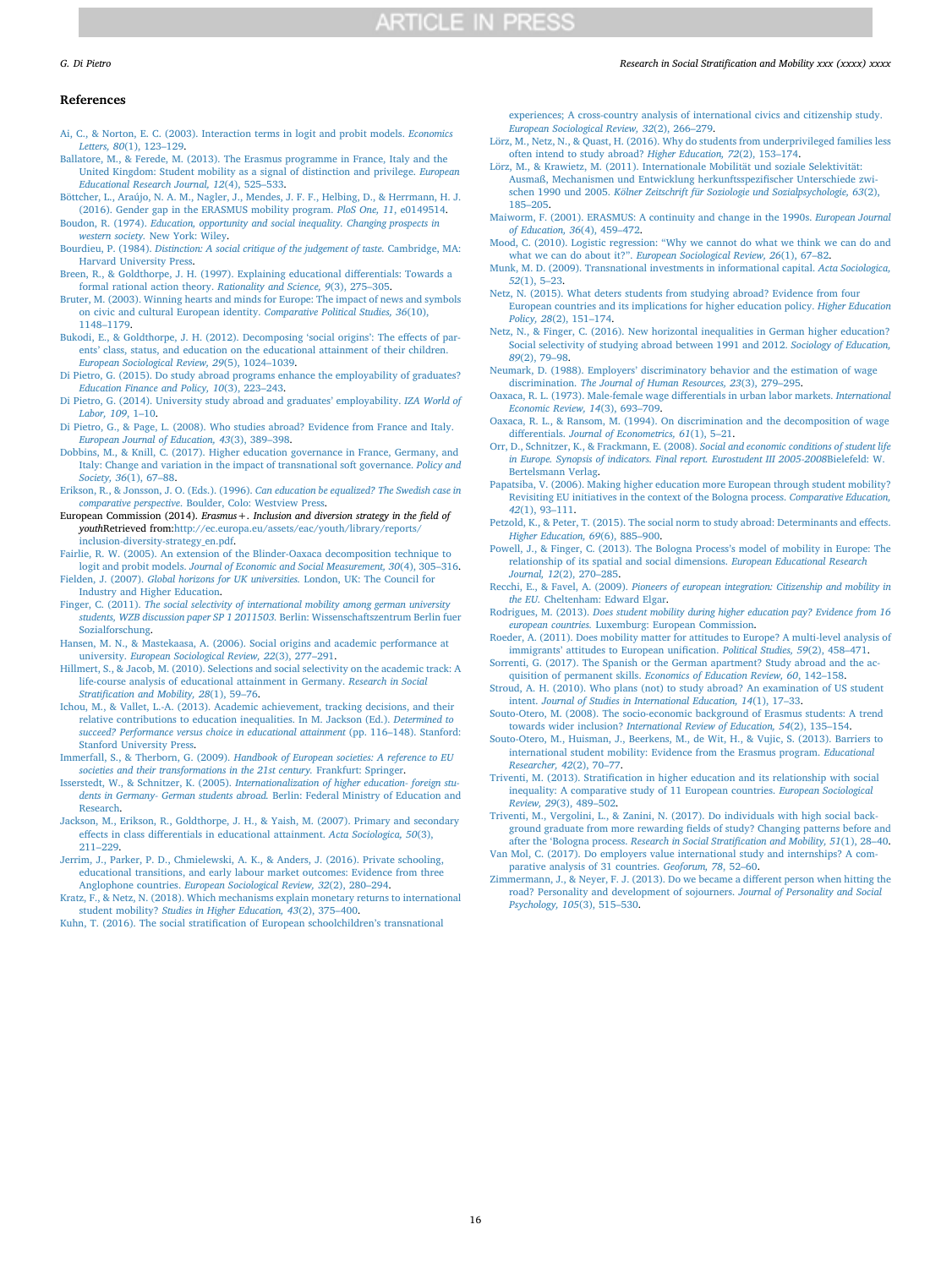## References

Ai, C., & Norton, E. C. (2003). Interaction terms in logit and probit models. *Economics Letters, 80*(1), 123–129.

Ballatore, M., & Ferede, M. (2013). The Erasmus programme in France, Italy and the United Kingdom: Student mobility as a signal of distinction and privilege. *European Educational Research Journal, 12*(4), 525–533.

Böttcher, L., Araújo, N. A. M., Nagler, J., Mendes, J. F. F., Helbing, D., & Herrmann, H. J. (2016). Gender gap in the ERASMUS mobility program. *PloS One, 11*, e0149514.

Boudon, R. (1974). *Education, opportunity and social inequality. Changing prospects in western society*. New York: Wiley.

Bourdieu, P. (1984). *Distinction: A social critique of the judgement of taste*. Cambridge, MA: Harvard University Press.

Breen, R., & Goldthorpe, J. H. (1997). Explaining educational differentials: Towards a formal rational action theory. *Rationality and Science, 9*(3), 275–305.

Bruter, M. (2003). Winning hearts and minds for Europe: The impact of news and symbols on civic and cultural European identity. *Comparative Political Studies, 36*(10), 1148–1179.

Bukodi, E., & Goldthorpe, J. H. (2012). Decomposing 'social origins': The effects of parents' class, status, and education on the educational attainment of their children. *European Sociological Review, 29*(5), 1024–1039.

Di Pietro, G. (2015). Do study abroad programs enhance the employability of graduates? *Education Finance and Policy, 10*(3), 223–243.

Di Pietro, G. (2014). University study abroad and graduates' employability. *IZA World of Labor, 109*, 1–10.

Di Pietro, G., & Page, L. (2008). Who studies abroad? Evidence from France and Italy. *European Journal of Education, 43*(3), 389–398.

Dobbins, M., & Knill, C. (2017). Higher education governance in France, Germany, and Italy: Change and variation in the impact of transnational soft governance. *Policy and Society, 36*(1), 67–88.

Erikson, R., & Jonsson, J. O. (Eds.). (1996). *Can education be equalized? The Swedish case in comparative perspective*. Boulder, Colo: Westview Press.

European Commission (2014). *Erasmus+. Inclusion and diversion strategy in the field of youth*Retrieved from:http://ec.europa.eu/assets/eac/youth/library/reports/inclusion-diversity-strategy_en.pdf.

Fairlie, R. W. (2005). An extension of the Blinder-Oaxaca decomposition technique to logit and probit models. *Journal of Economic and Social Measurement, 30*(4), 305–316.

Fielden, J. (2007). *Global horizons for UK universities*. London, UK: The Council for Industry and Higher Education.

Finger, C. (2011). *The social selectivity of international mobility among german university students, WZB discussion paper SP 1 2011503*. Berlin: Wissenschaftszentrum Berlin fuer Sozialforschung.

Hansen, M. N., & Mastekaasa, A. (2006). Social origins and academic performance at university. *European Sociological Review, 22*(3), 277–291.

Hillmert, S., & Jacob, M. (2010). Selections and social selectivity on the academic track: A life-course analysis of educational attainment in Germany. *Research in Social Stratification and Mobility, 28*(1), 59–76.

Ichou, M., & Vallet, L.-A. (2013). Academic achievement, tracking decisions, and their relative contributions to education inequalities. In M. Jackson (Ed.). *Determined to succeed? Performance versus choice in educational attainment* (pp. 116–148). Stanford: Stanford University Press.

Immerfall, S., & Therborn, G. (2009). *Handbook of European societies: A reference to EU societies and their transformations in the 21st century*. Frankfurt: Springer.

Isserstedt, W., & Schnitzer, K. (2005). *Internationalization of higher education- foreign students in Germany- German students abroad*. Berlin: Federal Ministry of Education and Research.

Jackson, M., Erikson, R., Goldthorpe, J. H., & Yaish, M. (2007). Primary and secondary effects in class differentials in educational attainment. *Acta Sociologica, 50*(3), 211–229.

Jerrim, J., Parker, P. D., Chmielewski, A. K., & Anders, J. (2016). Private schooling, educational transitions, and early labour market outcomes: Evidence from three Anglophone countries. *European Sociological Review, 32*(2), 280–294.

Kratz, F., & Netz, N. (2018). Which mechanisms explain monetary returns to international student mobility? *Studies in Higher Education, 43*(2), 375–400.

Kuhn, T. (2016). The social stratification of European schoolchildren's transnational experiences; A cross-country analysis of international civics and citizenship study. *European Sociological Review, 32*(2), 266–279.

Lörz, M., Netz, N., & Quast, H. (2016). Why do students from underprivileged families less often intend to study abroad? *Higher Education, 72*(2), 153–174.

Lörz, M., & Krawietz, M. (2011). Internationale Mobilität und soziale Selektivität: Ausmaß, Mechanismen und Entwicklung herkunftsspezifischer Unterschiede zwischen 1990 und 2005. *Kölner Zeitschrift für Soziologie und Sozialpsychologie, 63*(2), 185–205.

Maiworm, F. (2001). ERASMUS: A continuity and change in the 1990s. *European Journal of Education, 36*(4), 459–472.

Mood, C. (2010). Logistic regression: "Why we cannot do what we think we can do and what we can do about it?". *European Sociological Review, 26*(1), 67–82.

Munk, M. D. (2009). Transnational investments in informational capital. *Acta Sociologica, 52*(1), 5–23.

Netz, N. (2015). What deters students from studying abroad? Evidence from four European countries and its implications for higher education policy. *Higher Education Policy, 28*(2), 151–174.

Netz, N., & Finger, C. (2016). New horizontal inequalities in German higher education? Social selectivity of studying abroad between 1991 and 2012. *Sociology of Education, 89*(2), 79–98.

Neumark, D. (1988). Employers' discriminatory behavior and the estimation of wage discrimination. *The Journal of Human Resources, 23*(3), 279–295.

Oaxaca, R. L. (1973). Male-female wage differentials in urban labor markets. *International Economic Review, 14*(3), 693–709.

Oaxaca, R. L., & Ransom, M. (1994). On discrimination and the decomposition of wage differentials. *Journal of Econometrics, 61*(1), 5–21.

Orr, D., Schnitzer, K., & Frackmann, E. (2008). *Social and economic conditions of student life in Europe. Synopsis of indicators. Final report. Eurostudent III 2005-2008*Bielefeld: W. Bertelsmann Verlag.

Papatsiba, V. (2006). Making higher education more European through student mobility? Revisiting EU initiatives in the context of the Bologna process. *Comparative Education, 42*(1), 93–111.

Petzold, K., & Peter, T. (2015). The social norm to study abroad: Determinants and effects. *Higher Education, 69*(6), 885–900.

Powell, J., & Finger, C. (2013). The Bologna Process's model of mobility in Europe: The relationship of its spatial and social dimensions. *European Educational Research Journal, 12*(2), 270–285.

Recchi, E., & Favel, A. (2009). *Pioneers of european integration: Citizenship and mobility in the EU*. Cheltenham: Edward Elgar.

Rodrigues, M. (2013). *Does student mobility during higher education pay? Evidence from 16 european countries*. Luxemburg: European Commission.

Roeder, A. (2011). Does mobility matter for attitudes to Europe? A multi-level analysis of immigrants' attitudes to European unification. *Political Studies, 59*(2), 458–471.

Sorrenti, G. (2017). The Spanish or the German apartment? Study abroad and the acquisition of permanent skills. *Economics of Education Review, 60*, 142–158.

Stroud, A. H. (2010). Who plans (not) to study abroad? An examination of US student intent. *Journal of Studies in International Education, 14*(1), 17–33.

Souto-Otero, M. (2008). The socio-economic background of Erasmus students: A trend towards wider inclusion? *International Review of Education, 54*(2), 135–154.

Souto-Otero, M., Huisman, J., Beerkens, M., de Wit, H., & Vujic, S. (2013). Barriers to international student mobility: Evidence from the Erasmus program. *Educational Researcher, 42*(2), 70–77.

Triventi, M. (2013). Stratification in higher education and its relationship with social inequality: A comparative study of 11 European countries. *European Sociological Review, 29*(3), 489–502.

Triventi, M., Vergolini, L., & Zanini, N. (2017). Do individuals with high social background graduate from more rewarding fields of study? Changing patterns before and after the 'Bologna process. *Research in Social Stratification and Mobility, 51*(1), 28–40.

Van Mol, C. (2017). Do employers value international study and internships? A comparative analysis of 31 countries. *Geoforum, 78*, 52–60.

Zimmermann, J., & Neyer, F. J. (2013). Do we became a different person when hitting the road? Personality and development of sojourners. *Journal of Personality and Social Psychology, 105*(3), 515–530.